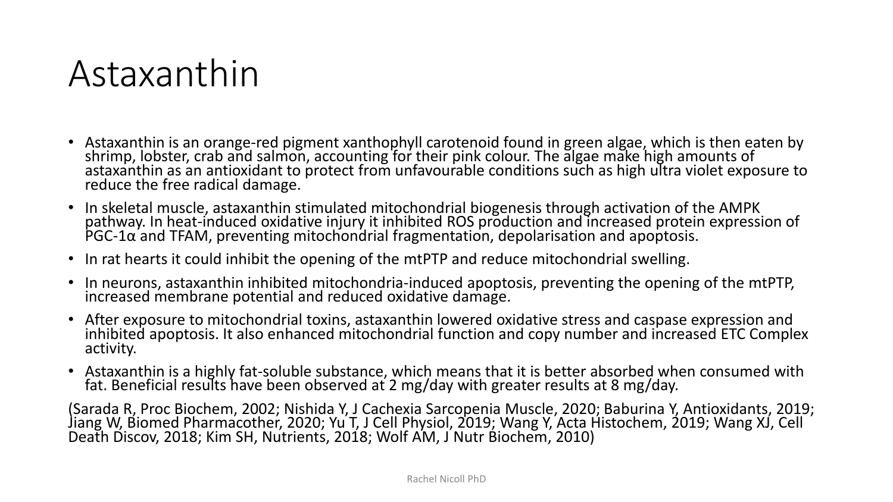# Astaxanthin

- Astaxanthin is an orange-red pigment xanthophyll carotenoid found in green algae, which is then eaten by shrimp, lobster, crab and salmon, accounting for their pink colour. The algae make high amounts of astaxanthin as an antioxidant to protect from unfavourable conditions such as high ultra violet exposure to reduce the free radical damage.
- In skeletal muscle, astaxanthin stimulated mitochondrial biogenesis through activation of the AMPK pathway. In heat-induced oxidative injury it inhibited ROS production and increased protein expression of PGC-1α and TFAM, preventing mitochondrial fragmentation, depolarisation and apoptosis.
- In rat hearts it could inhibit the opening of the mtPTP and reduce mitochondrial swelling.
- In neurons, astaxanthin inhibited mitochondria-induced apoptosis, preventing the opening of the mtPTP, increased membrane potential and reduced oxidative damage.
- After exposure to mitochondrial toxins, astaxanthin lowered oxidative stress and caspase expression and inhibited apoptosis. It also enhanced mitochondrial function and copy number and increased ETC Complex activity.
- Astaxanthin is a highly fat-soluble substance, which means that it is better absorbed when consumed with fat. Beneficial results have been observed at 2 mg/day with greater results at 8 mg/day.

(Sarada R, Proc Biochem, 2002; Nishida Y, J Cachexia Sarcopenia Muscle, 2020; Baburina Y, Antioxidants, 2019; Jiang W, Biomed Pharmacother, 2020; Yu T, J Cell Physiol, 2019; Wang Y, Acta Histochem, 2019; Wang XJ, Cell Death Discov, 2018; Kim SH, Nutrients, 2018; Wolf AM, J Nutr Biochem, 2010)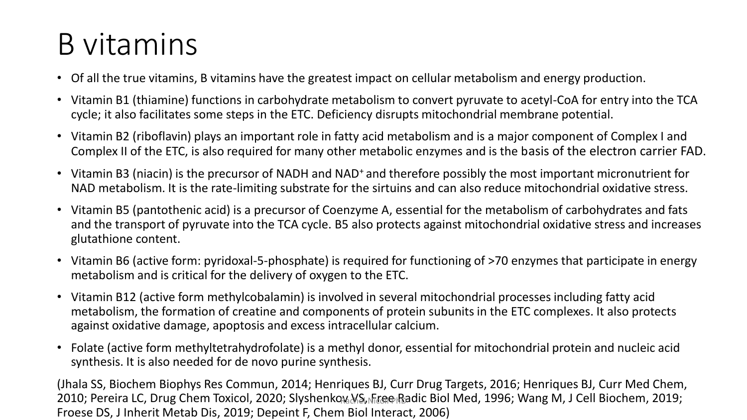# B vitamins

- Of all the true vitamins, B vitamins have the greatest impact on cellular metabolism and energy production.
- Vitamin B1 (thiamine) functions in carbohydrate metabolism to convert pyruvate to acetyl-CoA for entry into the TCA cycle; it also facilitates some steps in the ETC. Deficiency disrupts mitochondrial membrane potential.
- Vitamin B2 (riboflavin) plays an important role in fatty acid metabolism and is a major component of Complex I and Complex II of the ETC, is also required for many other metabolic enzymes and is the basis of the electron carrier FAD.
- Vitamin B3 (niacin) is the precursor of NADH and $NAD^+$ and therefore possibly the most important micronutrient for NAD metabolism. It is the rate-limiting substrate for the sirtuins and can also reduce mitochondrial oxidative stress.
- Vitamin B5 (pantothenic acid) is a precursor of Coenzyme A, essential for the metabolism of carbohydrates and fats and the transport of pyruvate into the TCA cycle. B5 also protects against mitochondrial oxidative stress and increases glutathione content.
- Vitamin B6 (active form: pyridoxal-5-phosphate) is required for functioning of >70 enzymes that participate in energy metabolism and is critical for the delivery of oxygen to the ETC.
- Vitamin B12 (active form methylcobalamin) is involved in several mitochondrial processes including fatty acid metabolism, the formation of creatine and components of protein subunits in the ETC complexes. It also protects against oxidative damage, apoptosis and excess intracellular calcium.
- Folate (active form methyltetrahydrofolate) is a methyl donor, essential for mitochondrial protein and nucleic acid synthesis. It is also needed for de novo purine synthesis.

(Jhala SS, Biochem Biophys Res Commun, 2014; Henriques BJ, Curr Drug Targets, 2016; Henriques BJ, Curr Med Chem, 2010; Pereira LC, Drug Chem Toxicol, 2020; Slyshenkov VS, Free Radic Biol Med, 1996; Wang M, J Cell Biochem, 2019; Froese DS, J Inherit Metab Dis, 2019; Depeint F, Chem Biol Interact, 2006)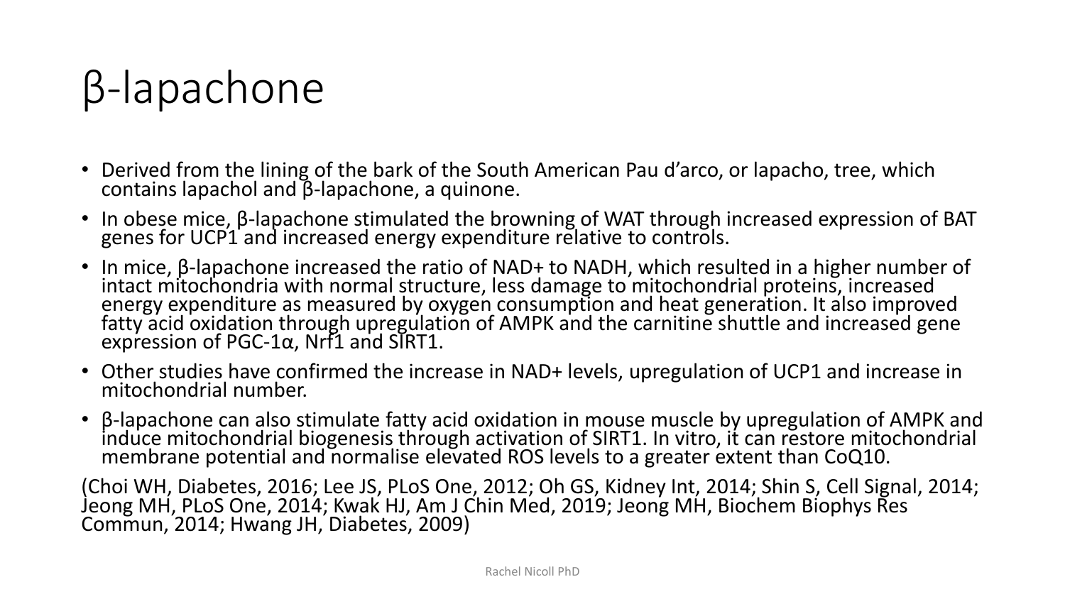# β-lapachone

- Derived from the lining of the bark of the South American Pau d'arco, or lapacho, tree, which contains lapachol and β-lapachone, a quinone.
- In obese mice, β-lapachone stimulated the browning of WAT through increased expression of BAT genes for UCP1 and increased energy expenditure relative to controls.
- In mice, β-lapachone increased the ratio of NAD+ to NADH, which resulted in a higher number of intact mitochondria with normal structure, less damage to mitochondrial proteins, increased energy expenditure as measured by oxygen consumption and heat generation. It also improved fatty acid oxidation through upregulation of AMPK and the carnitine shuttle and increased gene expression of PGC-1α, Nrf1 and SIRT1.
- Other studies have confirmed the increase in NAD+ levels, upregulation of UCP1 and increase in mitochondrial number.
- β-lapachone can also stimulate fatty acid oxidation in mouse muscle by upregulation of AMPK and induce mitochondrial biogenesis through activation of SIRT1. In vitro, it can restore mitochondrial membrane potential and normalise elevated ROS levels to a greater extent than CoQ10.

(Choi WH, Diabetes, 2016; Lee JS, PLoS One, 2012; Oh GS, Kidney Int, 2014; Shin S, Cell Signal, 2014; Jeong MH, PLoS One, 2014; Kwak HJ, Am J Chin Med, 2019; Jeong MH, Biochem Biophys Res Commun, 2014; Hwang JH, Diabetes, 2009)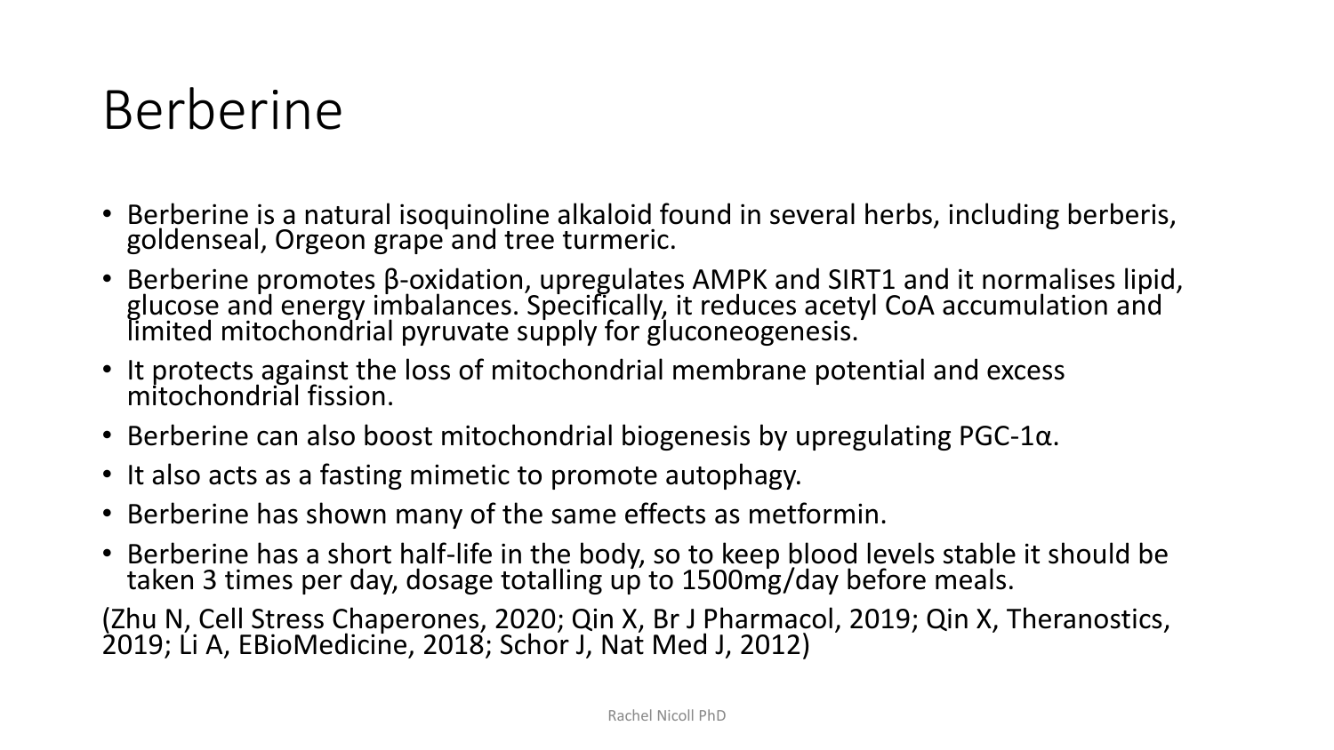# Berberine

- Berberine is a natural isoquinoline alkaloid found in several herbs, including berberis, goldenseal, Orgeon grape and tree turmeric.
- Berberine promotes β-oxidation, upregulates AMPK and SIRT1 and it normalises lipid, glucose and energy imbalances. Specifically, it reduces acetyl CoA accumulation and limited mitochondrial pyruvate supply for gluconeogenesis.
- It protects against the loss of mitochondrial membrane potential and excess mitochondrial fission.
- Berberine can also boost mitochondrial biogenesis by upregulating PGC-1α.
- It also acts as a fasting mimetic to promote autophagy.
- Berberine has shown many of the same effects as metformin.
- Berberine has a short half-life in the body, so to keep blood levels stable it should be taken 3 times per day, dosage totalling up to 1500mg/day before meals.

(Zhu N, Cell Stress Chaperones, 2020; Qin X, Br J Pharmacol, 2019; Qin X, Theranostics, 2019; Li A, EBioMedicine, 2018; Schor J, Nat Med J, 2012)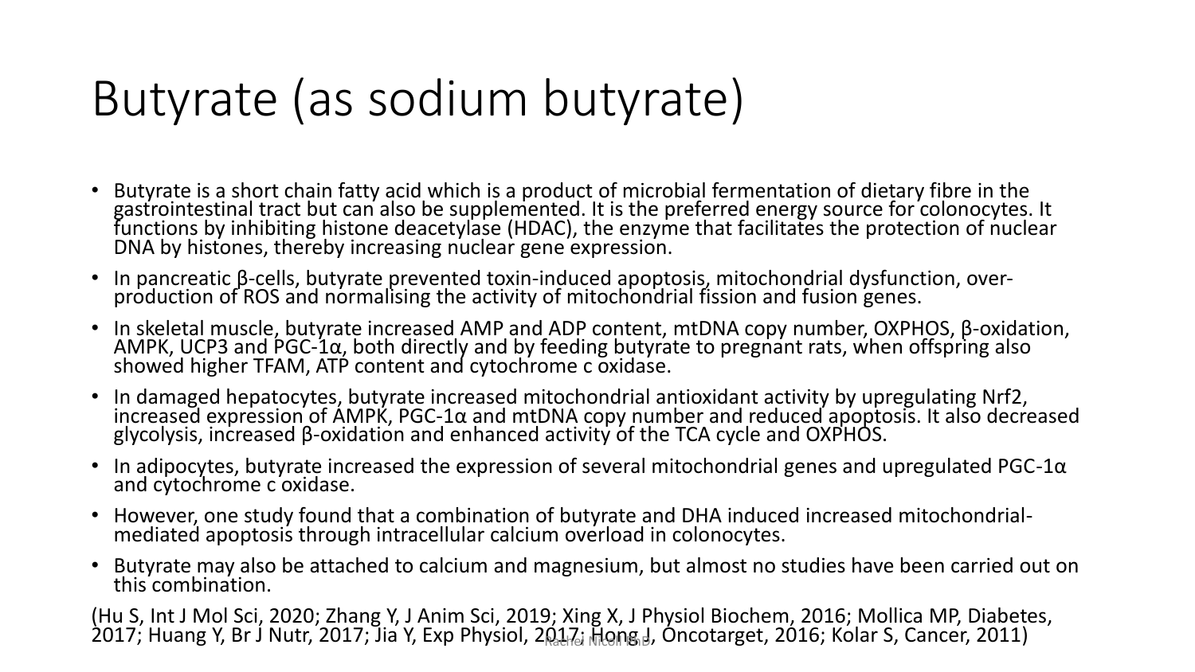# Butyrate (as sodium butyrate)

- Butyrate is a short chain fatty acid which is a product of microbial fermentation of dietary fibre in the gastrointestinal tract but can also be supplemented. It is the preferred energy source for colonocytes. It functions by inhibiting histone deacetylase (HDAC), the enzyme that facilitates the protection of nuclear DNA by histones, thereby increasing nuclear gene expression.
- In pancreatic β-cells, butyrate prevented toxin-induced apoptosis, mitochondrial dysfunction, over-production of ROS and normalising the activity of mitochondrial fission and fusion genes.
- In skeletal muscle, butyrate increased AMP and ADP content, mtDNA copy number, OXPHOS, β-oxidation, AMPK, UCP3 and PGC-1α, both directly and by feeding butyrate to pregnant rats, when offspring also showed higher TFAM, ATP content and cytochrome c oxidase.
- In damaged hepatocytes, butyrate increased mitochondrial antioxidant activity by upregulating Nrf2, increased expression of AMPK, PGC-1α and mtDNA copy number and reduced apoptosis. It also decreased glycolysis, increased β-oxidation and enhanced activity of the TCA cycle and OXPHOS.
- In adipocytes, butyrate increased the expression of several mitochondrial genes and upregulated PGC-1α and cytochrome c oxidase.
- However, one study found that a combination of butyrate and DHA induced increased mitochondrial-mediated apoptosis through intracellular calcium overload in colonocytes.
- Butyrate may also be attached to calcium and magnesium, but almost no studies have been carried out on this combination.

(Hu S, Int J Mol Sci, 2020; Zhang Y, J Anim Sci, 2019; Xing X, J Physiol Biochem, 2016; Mollica MP, Diabetes, 2017; Huang Y, Br J Nutr, 2017; Jia Y, Exp Physiol, 2017; Hong J, Oncotarget, 2016; Kolar S, Cancer, 2011)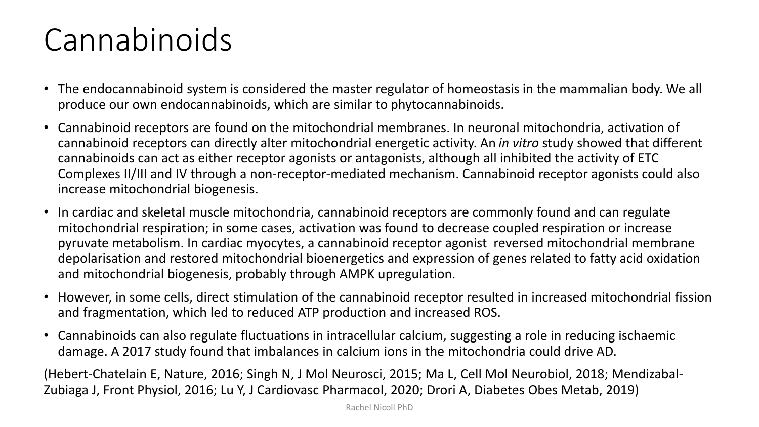# Cannabinoids

- The endocannabinoid system is considered the master regulator of homeostasis in the mammalian body. We all produce our own endocannabinoids, which are similar to phytocannabinoids.
- Cannabinoid receptors are found on the mitochondrial membranes. In neuronal mitochondria, activation of cannabinoid receptors can directly alter mitochondrial energetic activity. An *in vitro* study showed that different cannabinoids can act as either receptor agonists or antagonists, although all inhibited the activity of ETC Complexes II/III and IV through a non-receptor-mediated mechanism. Cannabinoid receptor agonists could also increase mitochondrial biogenesis.
- In cardiac and skeletal muscle mitochondria, cannabinoid receptors are commonly found and can regulate mitochondrial respiration; in some cases, activation was found to decrease coupled respiration or increase pyruvate metabolism. In cardiac myocytes, a cannabinoid receptor agonist reversed mitochondrial membrane depolarisation and restored mitochondrial bioenergetics and expression of genes related to fatty acid oxidation and mitochondrial biogenesis, probably through AMPK upregulation.
- However, in some cells, direct stimulation of the cannabinoid receptor resulted in increased mitochondrial fission and fragmentation, which led to reduced ATP production and increased ROS.
- Cannabinoids can also regulate fluctuations in intracellular calcium, suggesting a role in reducing ischaemic damage. A 2017 study found that imbalances in calcium ions in the mitochondria could drive AD.

(Hebert-Chatelain E, Nature, 2016; Singh N, J Mol Neurosci, 2015; Ma L, Cell Mol Neurobiol, 2018; Mendizabal-Zubiaga J, Front Physiol, 2016; Lu Y, J Cardiovasc Pharmacol, 2020; Drori A, Diabetes Obes Metab, 2019)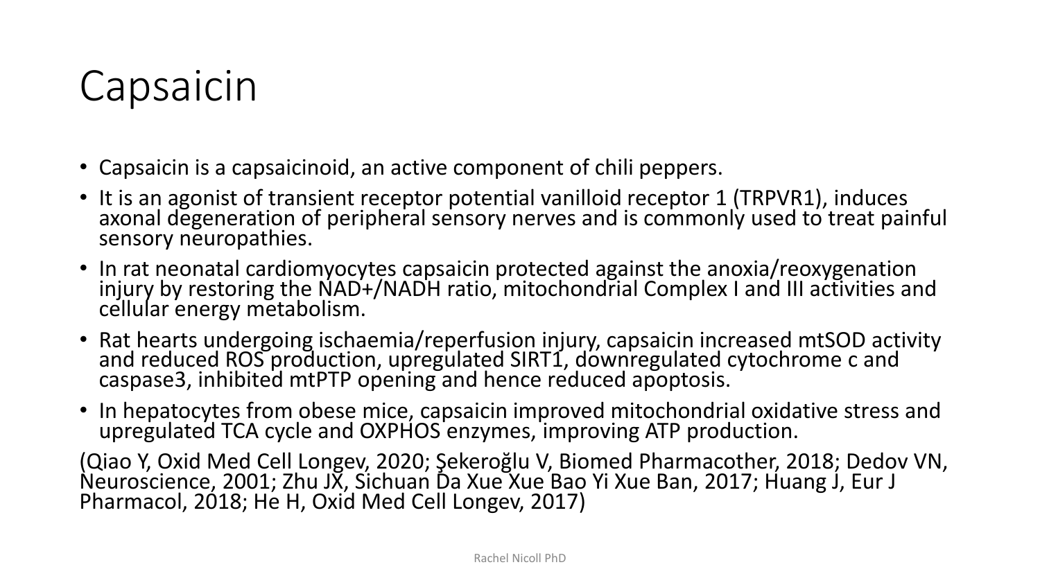# Capsaicin

- Capsaicin is a capsaicinoid, an active component of chili peppers.
- It is an agonist of transient receptor potential vanilloid receptor 1 (TRPVR1), induces axonal degeneration of peripheral sensory nerves and is commonly used to treat painful sensory neuropathies.
- In rat neonatal cardiomyocytes capsaicin protected against the anoxia/reoxygenation injury by restoring the NAD+/NADH ratio, mitochondrial Complex I and III activities and cellular energy metabolism.
- Rat hearts undergoing ischaemia/reperfusion injury, capsaicin increased mtSOD activity and reduced ROS production, upregulated SIRT1, downregulated cytochrome c and caspase3, inhibited mtPTP opening and hence reduced apoptosis.
- In hepatocytes from obese mice, capsaicin improved mitochondrial oxidative stress and upregulated TCA cycle and OXPHOS enzymes, improving ATP production.

(Qiao Y, Oxid Med Cell Longev, 2020; Şekeroğlu V, Biomed Pharmacother, 2018; Dedov VN, Neuroscience, 2001; Zhu JX, Sichuan Da Xue Xue Bao Yi Xue Ban, 2017; Huang J, Eur J Pharmacol, 2018; He H, Oxid Med Cell Longev, 2017)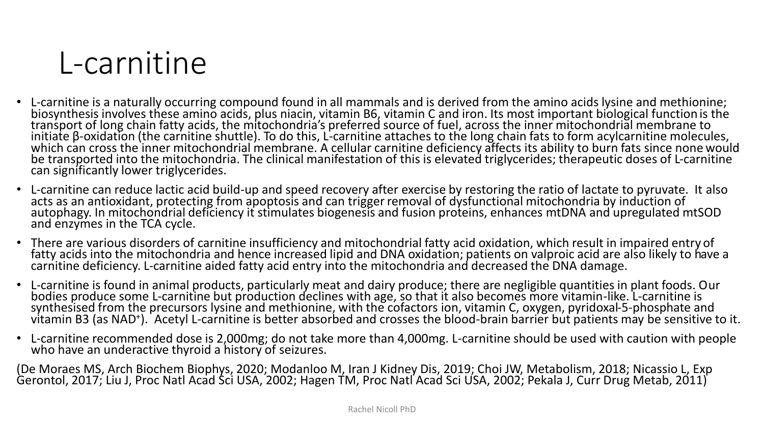# L-carnitine

- L-carnitine is a naturally occurring compound found in all mammals and is derived from the amino acids lysine and methionine; biosynthesis involves these amino acids, plus niacin, vitamin B6, vitamin C and iron. Its most important biological function is the transport of long chain fatty acids, the mitochondria's preferred source of fuel, across the inner mitochondrial membrane to initiate β-oxidation (the carnitine shuttle). To do this, L-carnitine attaches to the long chain fats to form acylcarnitine molecules, which can cross the inner mitochondrial membrane. A cellular carnitine deficiency affects its ability to burn fats since none would be transported into the mitochondria. The clinical manifestation of this is elevated triglycerides; therapeutic doses of L-carnitine can significantly lower triglycerides.
- L-carnitine can reduce lactic acid build-up and speed recovery after exercise by restoring the ratio of lactate to pyruvate. It also acts as an antioxidant, protecting from apoptosis and can trigger removal of dysfunctional mitochondria by induction of autophagy. In mitochondrial deficiency it stimulates biogenesis and fusion proteins, enhances mtDNA and upregulated mtSOD and enzymes in the TCA cycle.
- There are various disorders of carnitine insufficiency and mitochondrial fatty acid oxidation, which result in impaired entry of fatty acids into the mitochondria and hence increased lipid and DNA oxidation; patients on valproic acid are also likely to have a carnitine deficiency. L-carnitine aided fatty acid entry into the mitochondria and decreased the DNA damage.
- L-carnitine is found in animal products, particularly meat and dairy produce; there are negligible quantities in plant foods. Our bodies produce some L-carnitine but production declines with age, so that it also becomes more vitamin-like. L-carnitine is synthesised from the precursors lysine and methionine, with the cofactors ion, vitamin C, oxygen, pyridoxal-5-phosphate and vitamin B3 (as $NAD^+$). Acetyl L-carnitine is better absorbed and crosses the blood-brain barrier but patients may be sensitive to it.
- L-carnitine recommended dose is 2,000mg; do not take more than 4,000mg. L-carnitine should be used with caution with people who have an underactive thyroid a history of seizures.

(De Moraes MS, Arch Biochem Biophys, 2020; Modanloo M, Iran J Kidney Dis, 2019; Choi JW, Metabolism, 2018; Nicassio L, Exp Gerontol, 2017; Liu J, Proc Natl Acad Sci USA, 2002; Hagen TM, Proc Natl Acad Sci USA, 2002; Pekala J, Curr Drug Metab, 2011)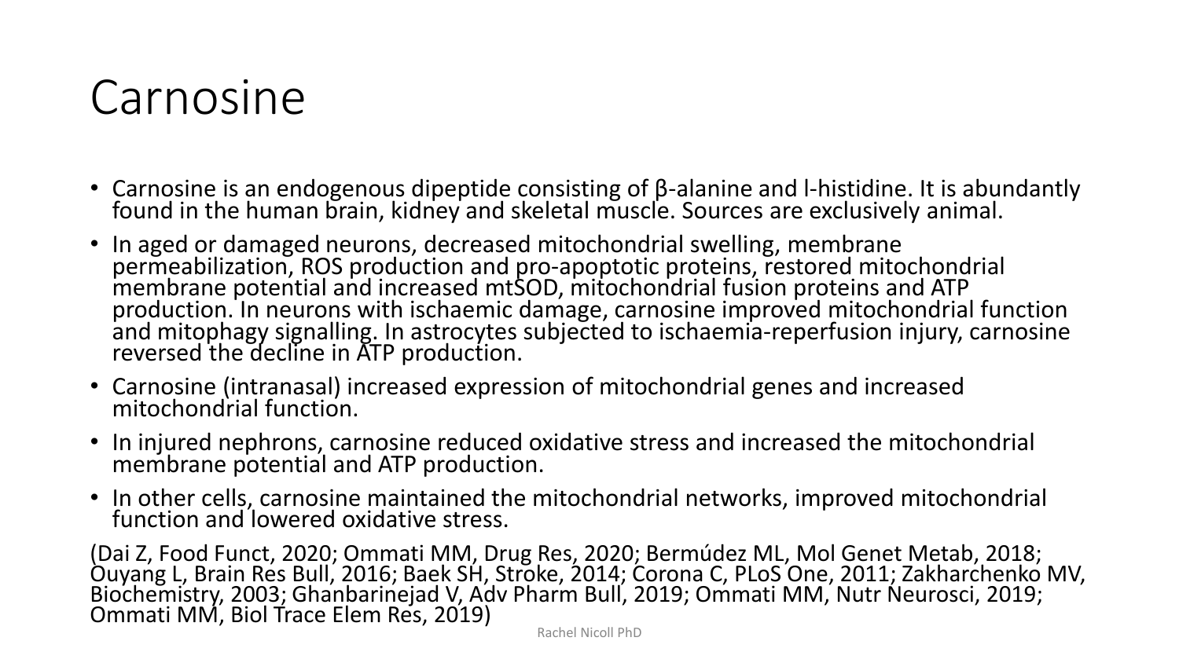# Carnosine

- Carnosine is an endogenous dipeptide consisting of β-alanine and l-histidine. It is abundantly found in the human brain, kidney and skeletal muscle. Sources are exclusively animal.
- In aged or damaged neurons, decreased mitochondrial swelling, membrane permeabilization, ROS production and pro-apoptotic proteins, restored mitochondrial membrane potential and increased mtSOD, mitochondrial fusion proteins and ATP production. In neurons with ischaemic damage, carnosine improved mitochondrial function and mitophagy signalling. In astrocytes subjected to ischaemia-reperfusion injury, carnosine reversed the decline in ATP production.
- Carnosine (intranasal) increased expression of mitochondrial genes and increased mitochondrial function.
- In injured nephrons, carnosine reduced oxidative stress and increased the mitochondrial membrane potential and ATP production.
- In other cells, carnosine maintained the mitochondrial networks, improved mitochondrial function and lowered oxidative stress.

(Dai Z, Food Funct, 2020; Ommati MM, Drug Res, 2020; Bermúdez ML, Mol Genet Metab, 2018; Ouyang L, Brain Res Bull, 2016; Baek SH, Stroke, 2014; Corona C, PLoS One, 2011; Zakharchenko MV, Biochemistry, 2003; Ghanbarinejad V, Adv Pharm Bull, 2019; Ommati MM, Nutr Neurosci, 2019; Ommati MM, Biol Trace Elem Res, 2019)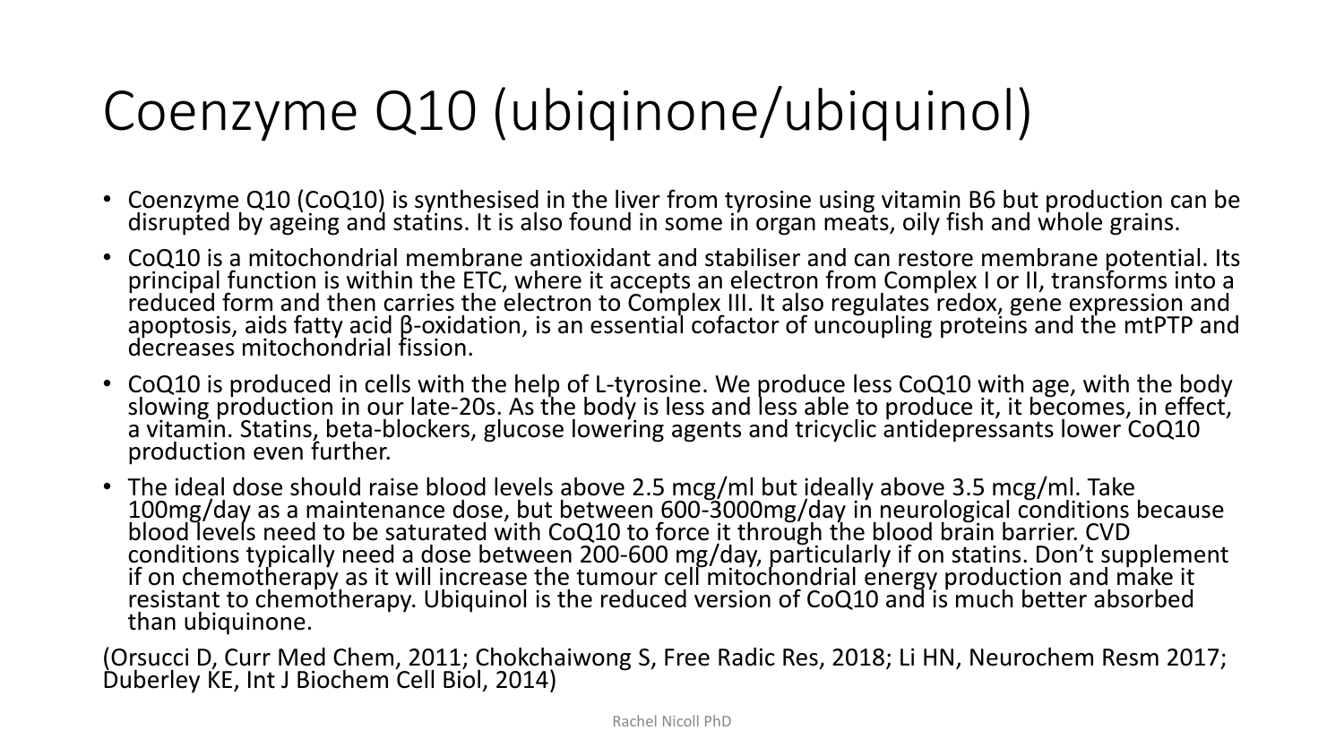# Coenzyme Q10 (ubiqinone/ubiquinol)

- Coenzyme Q10 (CoQ10) is synthesised in the liver from tyrosine using vitamin B6 but production can be disrupted by ageing and statins. It is also found in some in organ meats, oily fish and whole grains.
- CoQ10 is a mitochondrial membrane antioxidant and stabiliser and can restore membrane potential. Its principal function is within the ETC, where it accepts an electron from Complex I or II, transforms into a reduced form and then carries the electron to Complex III. It also regulates redox, gene expression and apoptosis, aids fatty acid β-oxidation, is an essential cofactor of uncoupling proteins and the mtPTP and decreases mitochondrial fission.
- CoQ10 is produced in cells with the help of L-tyrosine. We produce less CoQ10 with age, with the body slowing production in our late-20s. As the body is less and less able to produce it, it becomes, in effect, a vitamin. Statins, beta-blockers, glucose lowering agents and tricyclic antidepressants lower CoQ10 production even further.
- The ideal dose should raise blood levels above 2.5 mcg/ml but ideally above 3.5 mcg/ml. Take 100mg/day as a maintenance dose, but between 600-3000mg/day in neurological conditions because blood levels need to be saturated with CoQ10 to force it through the blood brain barrier. CVD conditions typically need a dose between 200-600 mg/day, particularly if on statins. Don't supplement if on chemotherapy as it will increase the tumour cell mitochondrial energy production and make it resistant to chemotherapy. Ubiquinol is the reduced version of CoQ10 and is much better absorbed than ubiquinone.

(Orsucci D, Curr Med Chem, 2011; Chokchaiwong S, Free Radic Res, 2018; Li HN, Neurochem Resm 2017; Duberley KE, Int J Biochem Cell Biol, 2014)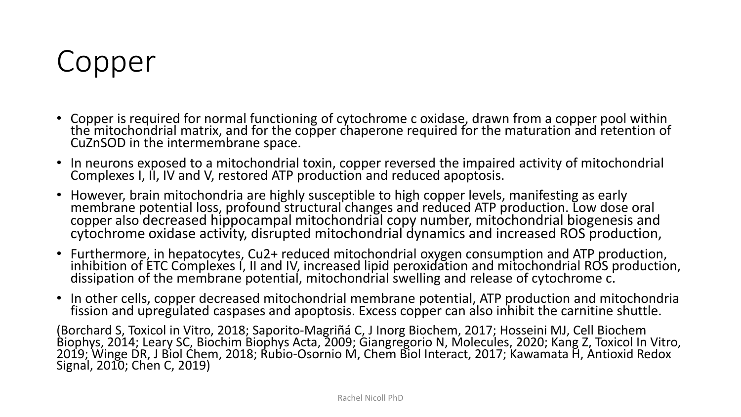# Copper

- Copper is required for normal functioning of cytochrome c oxidase, drawn from a copper pool within the mitochondrial matrix, and for the copper chaperone required for the maturation and retention of CuZnSOD in the intermembrane space.
- In neurons exposed to a mitochondrial toxin, copper reversed the impaired activity of mitochondrial Complexes I, II, IV and V, restored ATP production and reduced apoptosis.
- However, brain mitochondria are highly susceptible to high copper levels, manifesting as early membrane potential loss, profound structural changes and reduced ATP production. Low dose oral copper also decreased hippocampal mitochondrial copy number, mitochondrial biogenesis and cytochrome oxidase activity, disrupted mitochondrial dynamics and increased ROS production,
- Furthermore, in hepatocytes, $Cu^{2+}$ reduced mitochondrial oxygen consumption and ATP production, inhibition of ETC Complexes I, II and IV, increased lipid peroxidation and mitochondrial ROS production, dissipation of the membrane potential, mitochondrial swelling and release of cytochrome c.
- In other cells, copper decreased mitochondrial membrane potential, ATP production and mitochondria fission and upregulated caspases and apoptosis. Excess copper can also inhibit the carnitine shuttle.

(Borchard S, Toxicol in Vitro, 2018; Saporito-Magriñá C, J Inorg Biochem, 2017; Hosseini MJ, Cell Biochem Biophys, 2014; Leary SC, Biochim Biophys Acta, 2009; Giangregorio N, Molecules, 2020; Kang Z, Toxicol In Vitro, 2019; Winge DR, J Biol Chem, 2018; Rubio-Osornio M, Chem Biol Interact, 2017; Kawamata H, Antioxid Redox Signal, 2010; Chen C, 2019)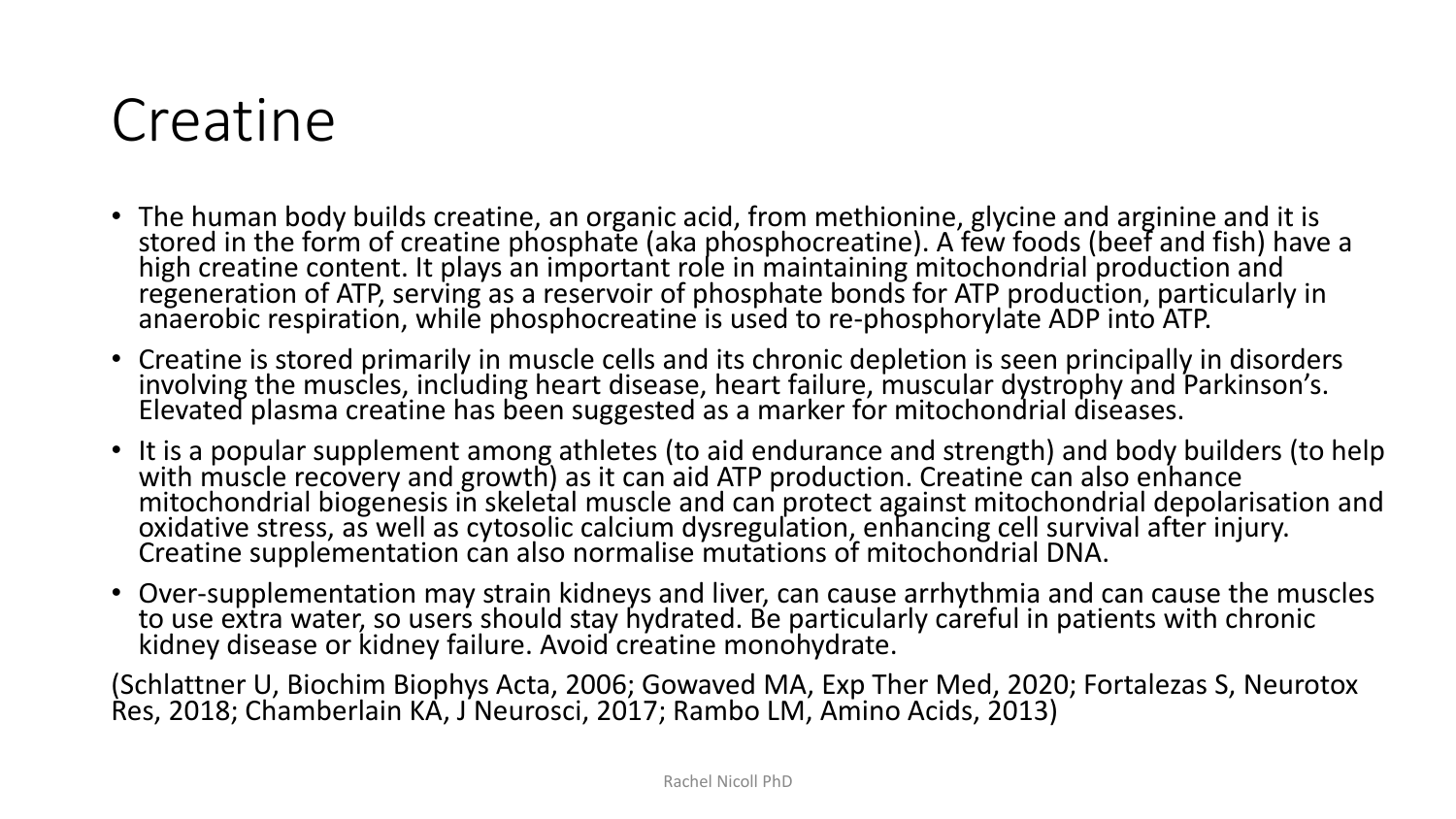# Creatine

- The human body builds creatine, an organic acid, from methionine, glycine and arginine and it is stored in the form of creatine phosphate (aka phosphocreatine). A few foods (beef and fish) have a high creatine content. It plays an important role in maintaining mitochondrial production and regeneration of ATP, serving as a reservoir of phosphate bonds for ATP production, particularly in anaerobic respiration, while phosphocreatine is used to re-phosphorylate ADP into ATP.
- Creatine is stored primarily in muscle cells and its chronic depletion is seen principally in disorders involving the muscles, including heart disease, heart failure, muscular dystrophy and Parkinson's. Elevated plasma creatine has been suggested as a marker for mitochondrial diseases.
- It is a popular supplement among athletes (to aid endurance and strength) and body builders (to help with muscle recovery and growth) as it can aid ATP production. Creatine can also enhance mitochondrial biogenesis in skeletal muscle and can protect against mitochondrial depolarisation and oxidative stress, as well as cytosolic calcium dysregulation, enhancing cell survival after injury. Creatine supplementation can also normalise mutations of mitochondrial DNA.
- Over-supplementation may strain kidneys and liver, can cause arrhythmia and can cause the muscles to use extra water, so users should stay hydrated. Be particularly careful in patients with chronic kidney disease or kidney failure. Avoid creatine monohydrate.

(Schlattner U, Biochim Biophys Acta, 2006; Gowaved MA, Exp Ther Med, 2020; Fortalezas S, Neurotox Res, 2018; Chamberlain KA, J Neurosci, 2017; Rambo LM, Amino Acids, 2013)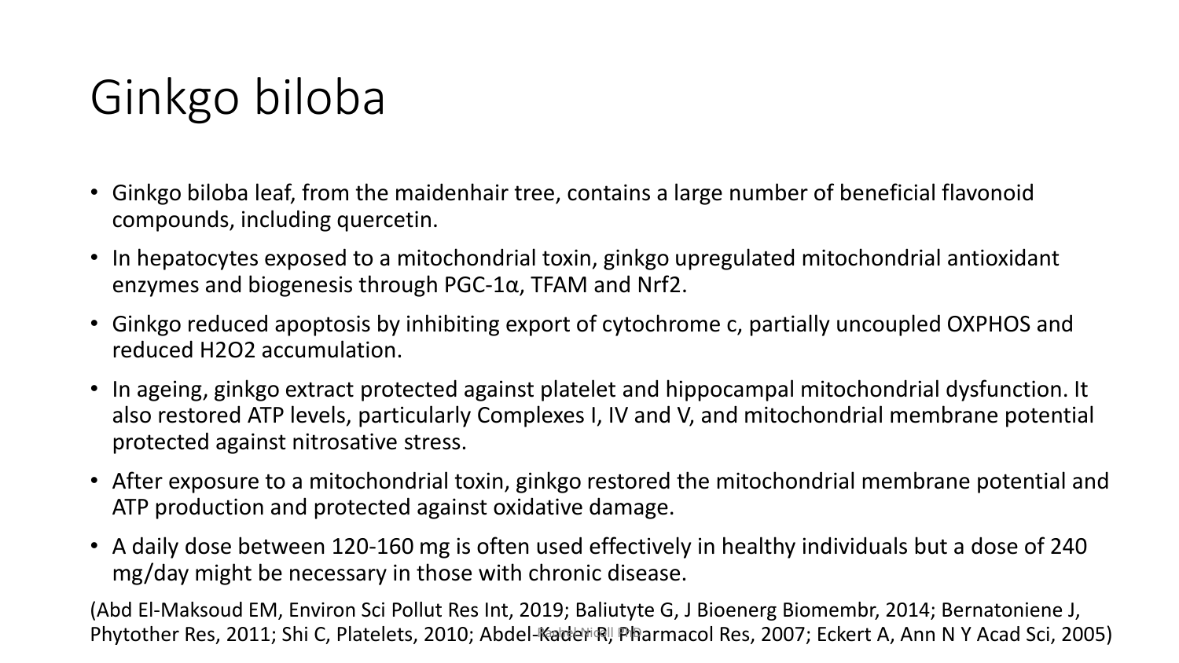# Ginkgo biloba

- Ginkgo biloba leaf, from the maidenhair tree, contains a large number of beneficial flavonoid compounds, including quercetin.
- In hepatocytes exposed to a mitochondrial toxin, ginkgo upregulated mitochondrial antioxidant enzymes and biogenesis through PGC-1α, TFAM and Nrf2.
- Ginkgo reduced apoptosis by inhibiting export of cytochrome c, partially uncoupled OXPHOS and reduced $H_2O_2$ accumulation.
- In ageing, ginkgo extract protected against platelet and hippocampal mitochondrial dysfunction. It also restored ATP levels, particularly Complexes I, IV and V, and mitochondrial membrane potential protected against nitrosative stress.
- After exposure to a mitochondrial toxin, ginkgo restored the mitochondrial membrane potential and ATP production and protected against oxidative damage.
- A daily dose between 120-160 mg is often used effectively in healthy individuals but a dose of 240 mg/day might be necessary in those with chronic disease.

(Abd El-Maksoud EM, Environ Sci Pollut Res Int, 2019; Baliutyte G, J Bioenerg Biomembr, 2014; Bernatoniene J, Phytother Res, 2011; Shi C, Platelets, 2010; Abdel-Kader R, Pharmacol Res, 2007; Eckert A, Ann N Y Acad Sci, 2005)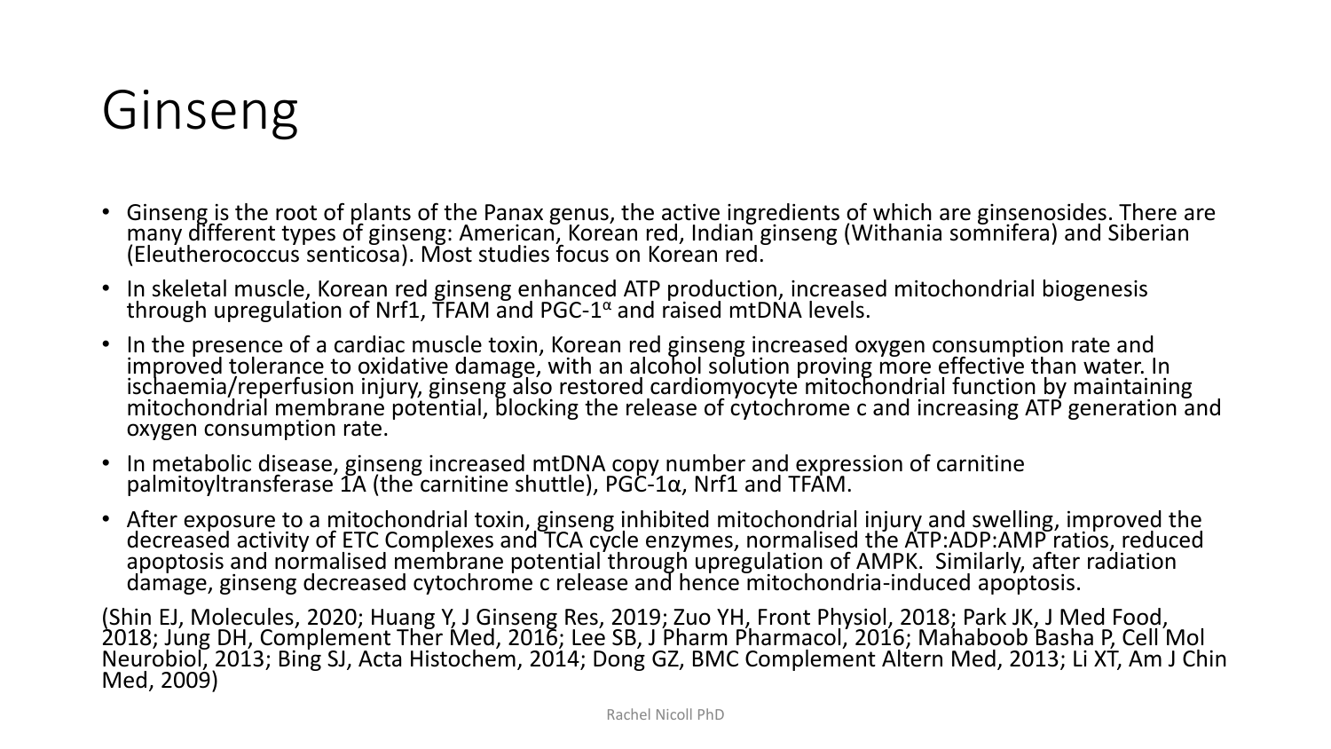# Ginseng

- Ginseng is the root of plants of the Panax genus, the active ingredients of which are ginsenosides. There are many different types of ginseng: American, Korean red, Indian ginseng (Withania somnifera) and Siberian (Eleutherococcus senticosa). Most studies focus on Korean red.
- In skeletal muscle, Korean red ginseng enhanced ATP production, increased mitochondrial biogenesis through upregulation of Nrf1, TFAM and PGC-$1^{\alpha}$ and raised mtDNA levels.
- In the presence of a cardiac muscle toxin, Korean red ginseng increased oxygen consumption rate and improved tolerance to oxidative damage, with an alcohol solution proving more effective than water. In ischaemia/reperfusion injury, ginseng also restored cardiomyocyte mitochondrial function by maintaining mitochondrial membrane potential, blocking the release of cytochrome c and increasing ATP generation and oxygen consumption rate.
- In metabolic disease, ginseng increased mtDNA copy number and expression of carnitine palmitoyltransferase 1A (the carnitine shuttle), PGC-1α, Nrf1 and TFAM.
- After exposure to a mitochondrial toxin, ginseng inhibited mitochondrial injury and swelling, improved the decreased activity of ETC Complexes and TCA cycle enzymes, normalised the ATP:ADP:AMP ratios, reduced apoptosis and normalised membrane potential through upregulation of AMPK. Similarly, after radiation damage, ginseng decreased cytochrome c release and hence mitochondria-induced apoptosis.

(Shin EJ, Molecules, 2020; Huang Y, J Ginseng Res, 2019; Zuo YH, Front Physiol, 2018; Park JK, J Med Food, 2018; Jung DH, Complement Ther Med, 2016; Lee SB, J Pharm Pharmacol, 2016; Mahaboob Basha P, Cell Mol Neurobiol, 2013; Bing SJ, Acta Histochem, 2014; Dong GZ, BMC Complement Altern Med, 2013; Li XT, Am J Chin Med, 2009)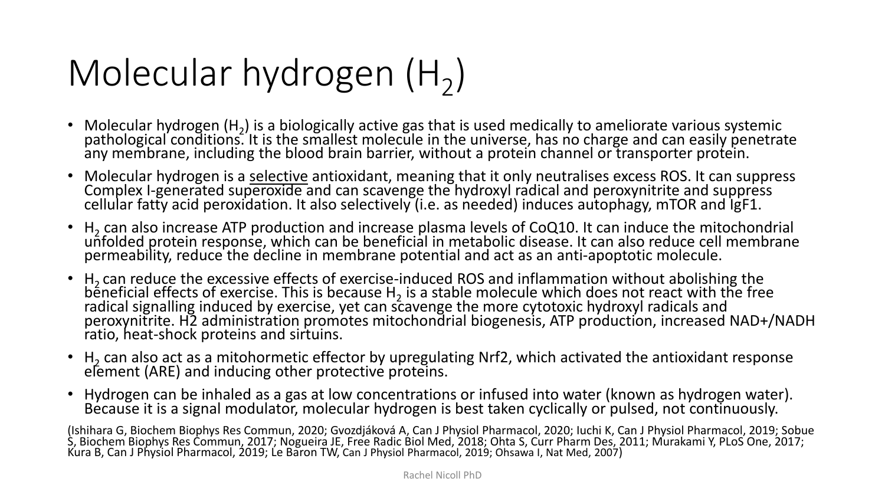# Molecular hydrogen ($H_2$)

- Molecular hydrogen ($H_2$) is a biologically active gas that is used medically to ameliorate various systemic pathological conditions. It is the smallest molecule in the universe, has no charge and can easily penetrate any membrane, including the blood brain barrier, without a protein channel or transporter protein.
- Molecular hydrogen is a selective antioxidant, meaning that it only neutralises excess ROS. It can suppress Complex I-generated superoxide and can scavenge the hydroxyl radical and peroxynitrite and suppress cellular fatty acid peroxidation. It also selectively (i.e. as needed) induces autophagy, mTOR and IgF1.
- $H_2$ can also increase ATP production and increase plasma levels of CoQ10. It can induce the mitochondrial unfolded protein response, which can be beneficial in metabolic disease. It can also reduce cell membrane permeability, reduce the decline in membrane potential and act as an anti-apoptotic molecule.
- $H_2$ can reduce the excessive effects of exercise-induced ROS and inflammation without abolishing the beneficial effects of exercise. This is because $H_2$ is a stable molecule which does not react with the free radical signalling induced by exercise, yet can scavenge the more cytotoxic hydroxyl radicals and peroxynitrite. H2 administration promotes mitochondrial biogenesis, ATP production, increased NAD+/NADH ratio, heat-shock proteins and sirtuins.
- $H_2$ can also act as a mitohormetic effector by upregulating Nrf2, which activated the antioxidant response element (ARE) and inducing other protective proteins.
- Hydrogen can be inhaled as a gas at low concentrations or infused into water (known as hydrogen water). Because it is a signal modulator, molecular hydrogen is best taken cyclically or pulsed, not continuously.

(Ishihara G, Biochem Biophys Res Commun, 2020; Gvozdjáková A, Can J Physiol Pharmacol, 2020; Iuchi K, Can J Physiol Pharmacol, 2019; Sobue S, Biochem Biophys Res Commun, 2017; Nogueira JE, Free Radic Biol Med, 2018; Ohta S, Curr Pharm Des, 2011; Murakami Y, PLoS One, 2017; Kura B, Can J Physiol Pharmacol, 2019; Le Baron TW, Can J Physiol Pharmacol, 2019; Ohsawa I, Nat Med, 2007)

Rachel Nicoll PhD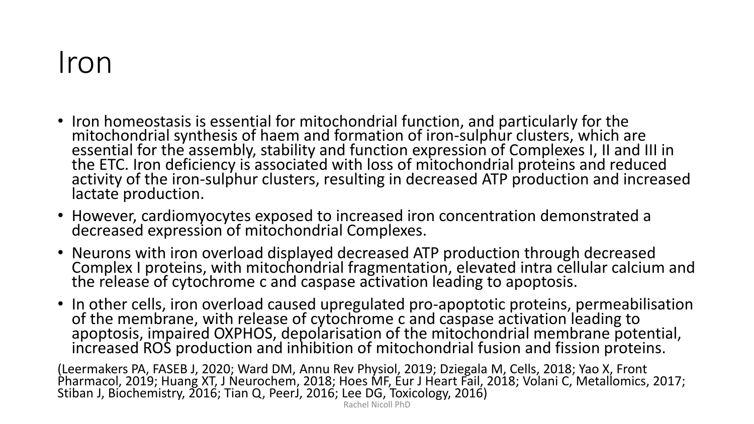# Iron

- Iron homeostasis is essential for mitochondrial function, and particularly for the mitochondrial synthesis of haem and formation of iron-sulphur clusters, which are essential for the assembly, stability and function expression of Complexes I, II and III in the ETC. Iron deficiency is associated with loss of mitochondrial proteins and reduced activity of the iron-sulphur clusters, resulting in decreased ATP production and increased lactate production.
- However, cardiomyocytes exposed to increased iron concentration demonstrated a decreased expression of mitochondrial Complexes.
- Neurons with iron overload displayed decreased ATP production through decreased Complex I proteins, with mitochondrial fragmentation, elevated intra cellular calcium and the release of cytochrome c and caspase activation leading to apoptosis.
- In other cells, iron overload caused upregulated pro-apoptotic proteins, permeabilisation of the membrane, with release of cytochrome c and caspase activation leading to apoptosis, impaired OXPHOS, depolarisation of the mitochondrial membrane potential, increased ROS production and inhibition of mitochondrial fusion and fission proteins.

(Leermakers PA, FASEB J, 2020; Ward DM, Annu Rev Physiol, 2019; Dziegala M, Cells, 2018; Yao X, Front Pharmacol, 2019; Huang XT, J Neurochem, 2018; Hoes MF, Eur J Heart Fail, 2018; Volani C, Metallomics, 2017; Stiban J, Biochemistry, 2016; Tian Q, PeerJ, 2016; Lee DG, Toxicology, 2016)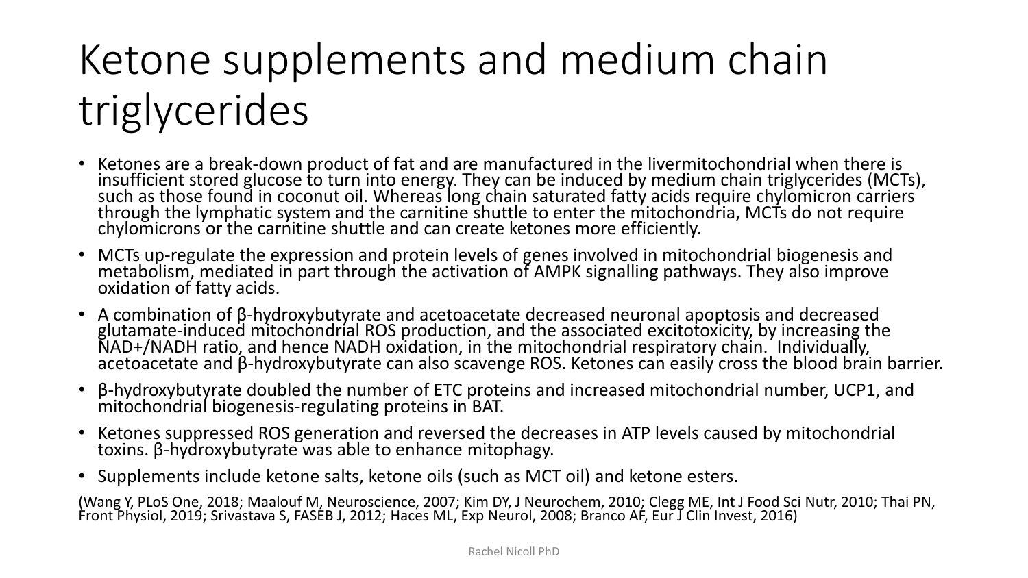# Ketone supplements and medium chain triglycerides

- Ketones are a break-down product of fat and are manufactured in the livermitochondrial when there is insufficient stored glucose to turn into energy. They can be induced by medium chain triglycerides (MCTs), such as those found in coconut oil. Whereas long chain saturated fatty acids require chylomicron carriers through the lymphatic system and the carnitine shuttle to enter the mitochondria, MCTs do not require chylomicrons or the carnitine shuttle and can create ketones more efficiently.
- MCTs up-regulate the expression and protein levels of genes involved in mitochondrial biogenesis and metabolism, mediated in part through the activation of AMPK signalling pathways. They also improve oxidation of fatty acids.
- A combination of β-hydroxybutyrate and acetoacetate decreased neuronal apoptosis and decreased glutamate-induced mitochondrial ROS production, and the associated excitotoxicity, by increasing the NAD+/NADH ratio, and hence NADH oxidation, in the mitochondrial respiratory chain. Individually, acetoacetate and β-hydroxybutyrate can also scavenge ROS. Ketones can easily cross the blood brain barrier.
- β-hydroxybutyrate doubled the number of ETC proteins and increased mitochondrial number, UCP1, and mitochondrial biogenesis-regulating proteins in BAT.
- Ketones suppressed ROS generation and reversed the decreases in ATP levels caused by mitochondrial toxins. β-hydroxybutyrate was able to enhance mitophagy.
- Supplements include ketone salts, ketone oils (such as MCT oil) and ketone esters.

(Wang Y, PLoS One, 2018; Maalouf M, Neuroscience, 2007; Kim DY, J Neurochem, 2010; Clegg ME, Int J Food Sci Nutr, 2010; Thai PN, Front Physiol, 2019; Srivastava S, FASEB J, 2012; Haces ML, Exp Neurol, 2008; Branco AF, Eur J Clin Invest, 2016)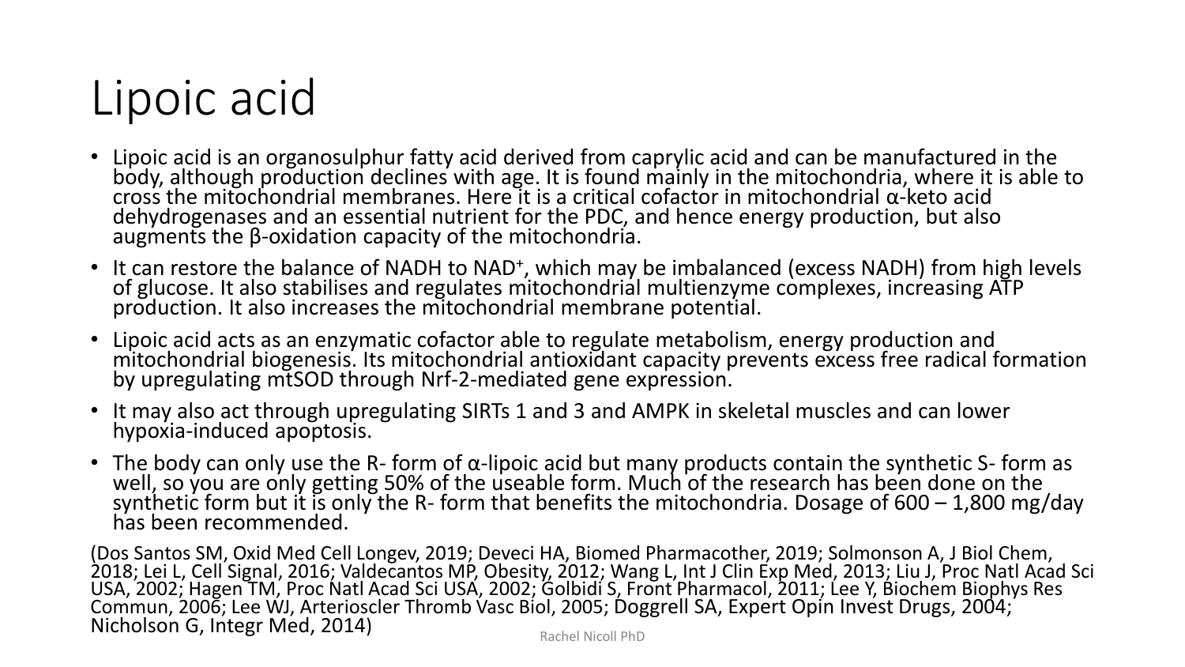# Lipoic acid

- Lipoic acid is an organosulphur fatty acid derived from caprylic acid and can be manufactured in the body, although production declines with age. It is found mainly in the mitochondria, where it is able to cross the mitochondrial membranes. Here it is a critical cofactor in mitochondrial α-keto acid dehydrogenases and an essential nutrient for the PDC, and hence energy production, but also augments the β-oxidation capacity of the mitochondria.
- It can restore the balance of NADH to $NAD^+$, which may be imbalanced (excess NADH) from high levels of glucose. It also stabilises and regulates mitochondrial multienzyme complexes, increasing ATP production. It also increases the mitochondrial membrane potential.
- Lipoic acid acts as an enzymatic cofactor able to regulate metabolism, energy production and mitochondrial biogenesis. Its mitochondrial antioxidant capacity prevents excess free radical formation by upregulating mtSOD through Nrf-2-mediated gene expression.
- It may also act through upregulating SIRTs 1 and 3 and AMPK in skeletal muscles and can lower hypoxia-induced apoptosis.
- The body can only use the R- form of α-lipoic acid but many products contain the synthetic S- form as well, so you are only getting 50% of the useable form. Much of the research has been done on the synthetic form but it is only the R- form that benefits the mitochondria. Dosage of 600 – 1,800 mg/day has been recommended.

(Dos Santos SM, Oxid Med Cell Longev, 2019; Deveci HA, Biomed Pharmacother, 2019; Solmonson A, J Biol Chem, 2018; Lei L, Cell Signal, 2016; Valdecantos MP, Obesity, 2012; Wang L, Int J Clin Exp Med, 2013; Liu J, Proc Natl Acad Sci USA, 2002; Hagen TM, Proc Natl Acad Sci USA, 2002; Golbidi S, Front Pharmacol, 2011; Lee Y, Biochem Biophys Res Commun, 2006; Lee WJ, Arterioscler Thromb Vasc Biol, 2005; Doggrell SA, Expert Opin Invest Drugs, 2004; Nicholson G, Integr Med, 2014)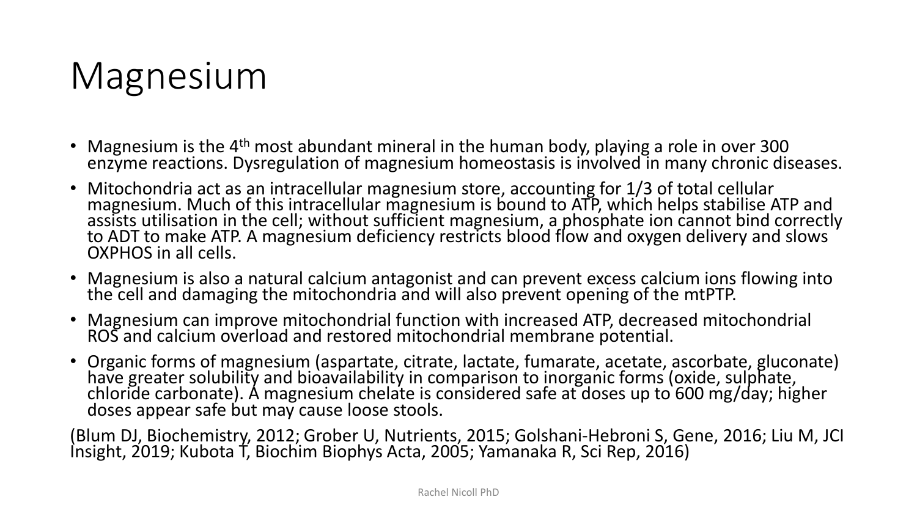# Magnesium

- Magnesium is the 4th most abundant mineral in the human body, playing a role in over 300 enzyme reactions. Dysregulation of magnesium homeostasis is involved in many chronic diseases.
- Mitochondria act as an intracellular magnesium store, accounting for 1/3 of total cellular magnesium. Much of this intracellular magnesium is bound to ATP, which helps stabilise ATP and assists utilisation in the cell; without sufficient magnesium, a phosphate ion cannot bind correctly to ADT to make ATP. A magnesium deficiency restricts blood flow and oxygen delivery and slows OXPHOS in all cells.
- Magnesium is also a natural calcium antagonist and can prevent excess calcium ions flowing into the cell and damaging the mitochondria and will also prevent opening of the mtPTP.
- Magnesium can improve mitochondrial function with increased ATP, decreased mitochondrial ROS and calcium overload and restored mitochondrial membrane potential.
- Organic forms of magnesium (aspartate, citrate, lactate, fumarate, acetate, ascorbate, gluconate) have greater solubility and bioavailability in comparison to inorganic forms (oxide, sulphate, chloride carbonate). A magnesium chelate is considered safe at doses up to 600 mg/day; higher doses appear safe but may cause loose stools.

(Blum DJ, Biochemistry, 2012; Grober U, Nutrients, 2015; Golshani-Hebroni S, Gene, 2016; Liu M, JCI Insight, 2019; Kubota T, Biochim Biophys Acta, 2005; Yamanaka R, Sci Rep, 2016)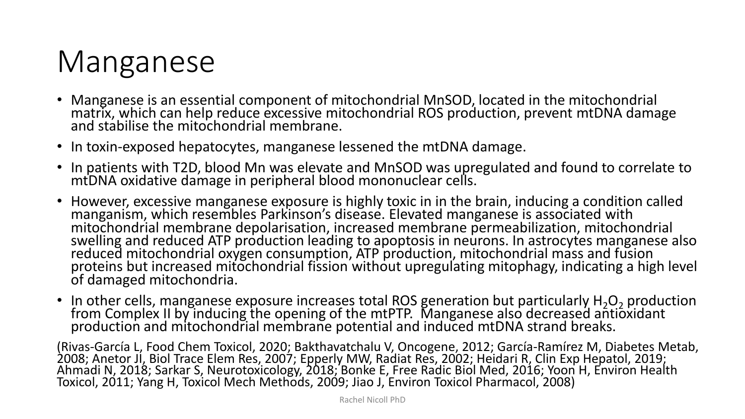# Manganese

- Manganese is an essential component of mitochondrial MnSOD, located in the mitochondrial matrix, which can help reduce excessive mitochondrial ROS production, prevent mtDNA damage and stabilise the mitochondrial membrane.
- In toxin-exposed hepatocytes, manganese lessened the mtDNA damage.
- In patients with T2D, blood Mn was elevate and MnSOD was upregulated and found to correlate to mtDNA oxidative damage in peripheral blood mononuclear cells.
- However, excessive manganese exposure is highly toxic in in the brain, inducing a condition called manganism, which resembles Parkinson's disease. Elevated manganese is associated with mitochondrial membrane depolarisation, increased membrane permeabilization, mitochondrial swelling and reduced ATP production leading to apoptosis in neurons. In astrocytes manganese also reduced mitochondrial oxygen consumption, ATP production, mitochondrial mass and fusion proteins but increased mitochondrial fission without upregulating mitophagy, indicating a high level of damaged mitochondria.
- In other cells, manganese exposure increases total ROS generation but particularly $H_2O_2$ production from Complex II by inducing the opening of the mtPTP. Manganese also decreased antioxidant production and mitochondrial membrane potential and induced mtDNA strand breaks.

(Rivas-García L, Food Chem Toxicol, 2020; Bakthavatchalu V, Oncogene, 2012; García-Ramírez M, Diabetes Metab, 2008; Anetor JI, Biol Trace Elem Res, 2007; Epperly MW, Radiat Res, 2002; Heidari R, Clin Exp Hepatol, 2019; Ahmadi N, 2018; Sarkar S, Neurotoxicology, 2018; Bonke E, Free Radic Biol Med, 2016; Yoon H, Environ Health Toxicol, 2011; Yang H, Toxicol Mech Methods, 2009; Jiao J, Environ Toxicol Pharmacol, 2008)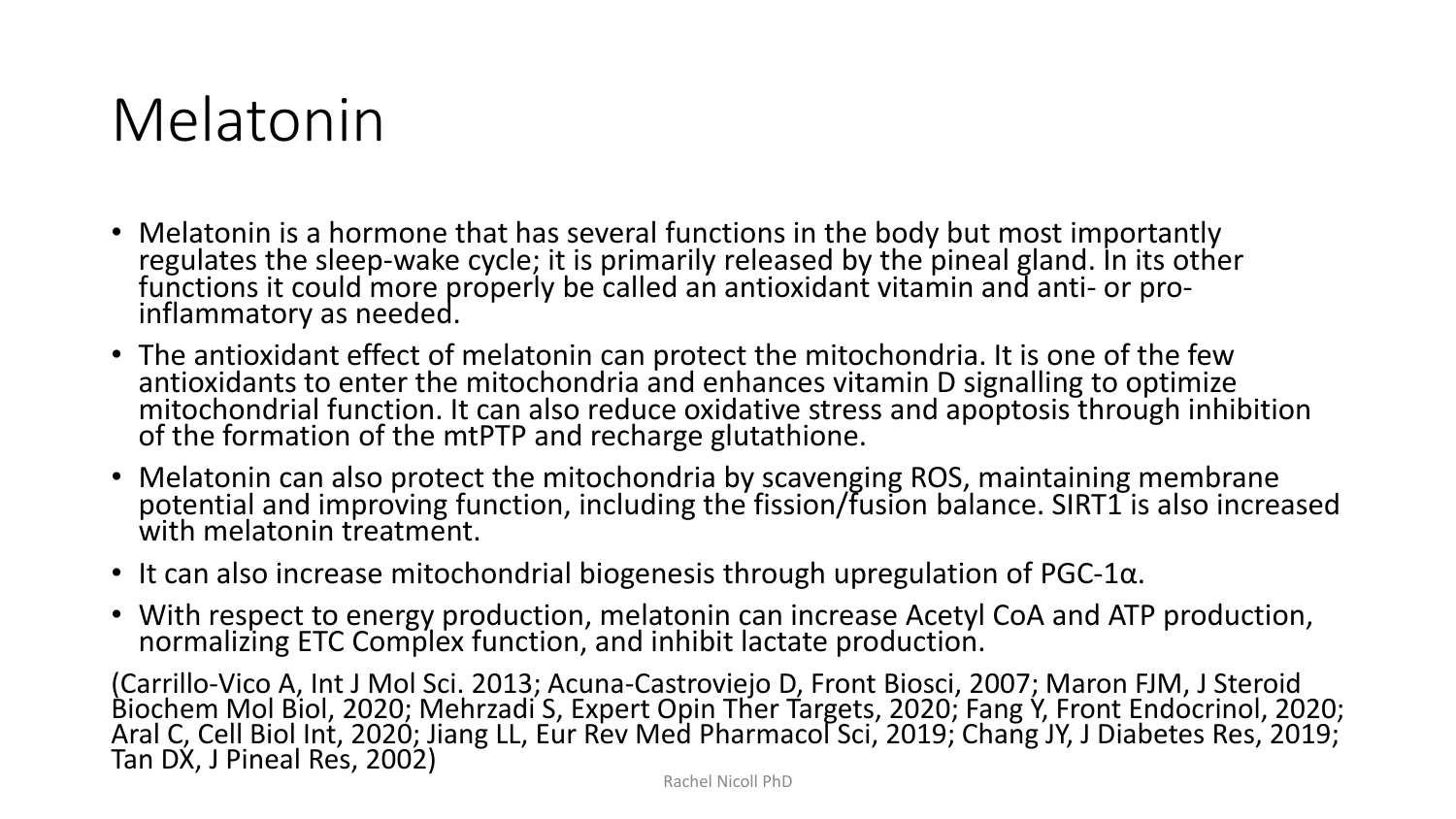# Melatonin

- Melatonin is a hormone that has several functions in the body but most importantly regulates the sleep-wake cycle; it is primarily released by the pineal gland. In its other functions it could more properly be called an antioxidant vitamin and anti- or pro-inflammatory as needed.
- The antioxidant effect of melatonin can protect the mitochondria. It is one of the few antioxidants to enter the mitochondria and enhances vitamin D signalling to optimize mitochondrial function. It can also reduce oxidative stress and apoptosis through inhibition of the formation of the mtPTP and recharge glutathione.
- Melatonin can also protect the mitochondria by scavenging ROS, maintaining membrane potential and improving function, including the fission/fusion balance. SIRT1 is also increased with melatonin treatment.
- It can also increase mitochondrial biogenesis through upregulation of PGC-1α.
- With respect to energy production, melatonin can increase Acetyl CoA and ATP production, normalizing ETC Complex function, and inhibit lactate production.

(Carrillo-Vico A, Int J Mol Sci. 2013; Acuna-Castroviejo D, Front Biosci, 2007; Maron FJM, J Steroid Biochem Mol Biol, 2020; Mehrzadi S, Expert Opin Ther Targets, 2020; Fang Y, Front Endocrinol, 2020; Aral C, Cell Biol Int, 2020; Jiang LL, Eur Rev Med Pharmacol Sci, 2019; Chang JY, J Diabetes Res, 2019; Tan DX, J Pineal Res, 2002)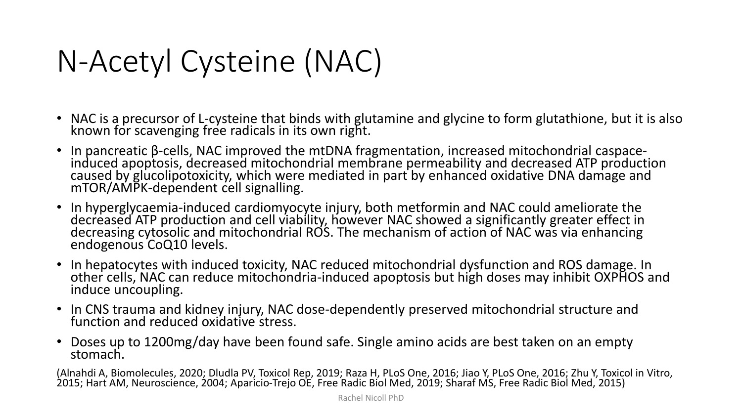# N-Acetyl Cysteine (NAC)

- NAC is a precursor of L-cysteine that binds with glutamine and glycine to form glutathione, but it is also known for scavenging free radicals in its own right.
- In pancreatic β-cells, NAC improved the mtDNA fragmentation, increased mitochondrial caspace-induced apoptosis, decreased mitochondrial membrane permeability and decreased ATP production caused by glucolipotoxicity, which were mediated in part by enhanced oxidative DNA damage and mTOR/AMPK-dependent cell signalling.
- In hyperglycaemia-induced cardiomyocyte injury, both metformin and NAC could ameliorate the decreased ATP production and cell viability, however NAC showed a significantly greater effect in decreasing cytosolic and mitochondrial ROS. The mechanism of action of NAC was via enhancing endogenous CoQ10 levels.
- In hepatocytes with induced toxicity, NAC reduced mitochondrial dysfunction and ROS damage. In other cells, NAC can reduce mitochondria-induced apoptosis but high doses may inhibit OXPHOS and induce uncoupling.
- In CNS trauma and kidney injury, NAC dose-dependently preserved mitochondrial structure and function and reduced oxidative stress.
- Doses up to 1200mg/day have been found safe. Single amino acids are best taken on an empty stomach.

(Alnahdi A, Biomolecules, 2020; Dludla PV, Toxicol Rep, 2019; Raza H, PLoS One, 2016; Jiao Y, PLoS One, 2016; Zhu Y, Toxicol in Vitro, 2015; Hart AM, Neuroscience, 2004; Aparicio-Trejo OE, Free Radic Biol Med, 2019; Sharaf MS, Free Radic Biol Med, 2015)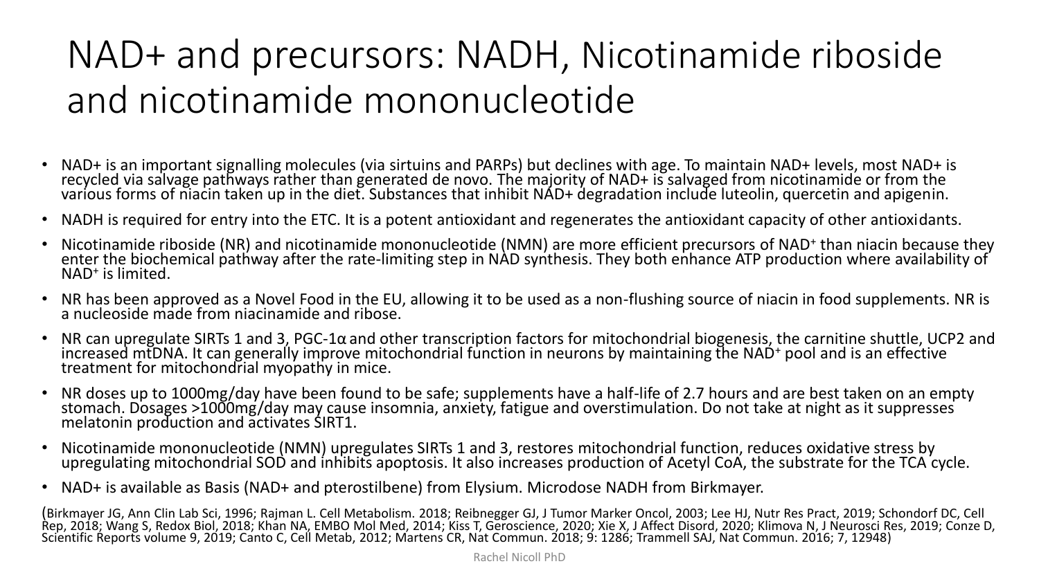# NAD+ and precursors: NADH, Nicotinamide riboside and nicotinamide mononucleotide

- NAD+ is an important signalling molecules (via sirtuins and PARPs) but declines with age. To maintain NAD+ levels, most NAD+ is recycled via salvage pathways rather than generated de novo. The majority of NAD+ is salvaged from nicotinamide or from the various forms of niacin taken up in the diet. Substances that inhibit NAD+ degradation include luteolin, quercetin and apigenin.
- NADH is required for entry into the ETC. It is a potent antioxidant and regenerates the antioxidant capacity of other antioxidants.
- Nicotinamide riboside (NR) and nicotinamide mononucleotide (NMN) are more efficient precursors of $NAD^+$ than niacin because they enter the biochemical pathway after the rate-limiting step in NAD synthesis. They both enhance ATP production where availability of $NAD^+$ is limited.
- NR has been approved as a Novel Food in the EU, allowing it to be used as a non-flushing source of niacin in food supplements. NR is a nucleoside made from niacinamide and ribose.
- NR can upregulate SIRTs 1 and 3, PGC-1α and other transcription factors for mitochondrial biogenesis, the carnitine shuttle, UCP2 and increased mtDNA. It can generally improve mitochondrial function in neurons by maintaining the $NAD^+$ pool and is an effective treatment for mitochondrial myopathy in mice.
- NR doses up to 1000mg/day have been found to be safe; supplements have a half-life of 2.7 hours and are best taken on an empty stomach. Dosages >1000mg/day may cause insomnia, anxiety, fatigue and overstimulation. Do not take at night as it suppresses melatonin production and activates SIRT1.
- Nicotinamide mononucleotide (NMN) upregulates SIRTs 1 and 3, restores mitochondrial function, reduces oxidative stress by upregulating mitochondrial SOD and inhibits apoptosis. It also increases production of Acetyl CoA, the substrate for the TCA cycle.
- NAD+ is available as Basis (NAD+ and pterostilbene) from Elysium. Microdose NADH from Birkmayer.

(Birkmayer JG, Ann Clin Lab Sci, 1996; Rajman L. Cell Metabolism. 2018; Reibnegger GJ, J Tumor Marker Oncol, 2003; Lee HJ, Nutr Res Pract, 2019; Schondorf DC, Cell Rep, 2018; Wang S, Redox Biol, 2018; Khan NA, EMBO Mol Med, 2014; Kiss T, Geroscience, 2020; Xie X, J Affect Disord, 2020; Klimova N, J Neurosci Res, 2019; Conze D, Scientific Reports volume 9, 2019; Canto C, Cell Metab, 2012; Martens CR, Nat Commun. 2018; 9: 1286; Trammell SAJ, Nat Commun. 2016; 7, 12948)

Rachel Nicoll PhD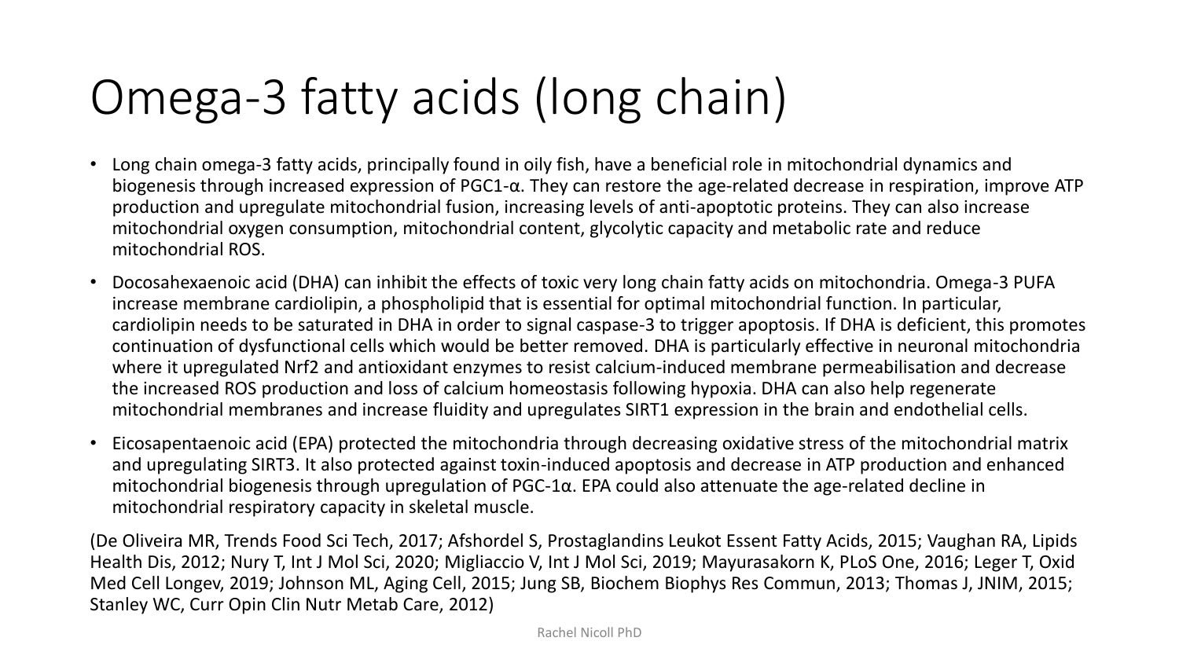# Omega-3 fatty acids (long chain)

- Long chain omega-3 fatty acids, principally found in oily fish, have a beneficial role in mitochondrial dynamics and biogenesis through increased expression of PGC1-α. They can restore the age-related decrease in respiration, improve ATP production and upregulate mitochondrial fusion, increasing levels of anti-apoptotic proteins. They can also increase mitochondrial oxygen consumption, mitochondrial content, glycolytic capacity and metabolic rate and reduce mitochondrial ROS.
- Docosahexaenoic acid (DHA) can inhibit the effects of toxic very long chain fatty acids on mitochondria. Omega-3 PUFA increase membrane cardiolipin, a phospholipid that is essential for optimal mitochondrial function. In particular, cardiolipin needs to be saturated in DHA in order to signal caspase-3 to trigger apoptosis. If DHA is deficient, this promotes continuation of dysfunctional cells which would be better removed. DHA is particularly effective in neuronal mitochondria where it upregulated Nrf2 and antioxidant enzymes to resist calcium-induced membrane permeabilisation and decrease the increased ROS production and loss of calcium homeostasis following hypoxia. DHA can also help regenerate mitochondrial membranes and increase fluidity and upregulates SIRT1 expression in the brain and endothelial cells.
- Eicosapentaenoic acid (EPA) protected the mitochondria through decreasing oxidative stress of the mitochondrial matrix and upregulating SIRT3. It also protected against toxin-induced apoptosis and decrease in ATP production and enhanced mitochondrial biogenesis through upregulation of PGC-1α. EPA could also attenuate the age-related decline in mitochondrial respiratory capacity in skeletal muscle.

(De Oliveira MR, Trends Food Sci Tech, 2017; Afshordel S, Prostaglandins Leukot Essent Fatty Acids, 2015; Vaughan RA, Lipids Health Dis, 2012; Nury T, Int J Mol Sci, 2020; Migliaccio V, Int J Mol Sci, 2019; Mayurasakorn K, PLoS One, 2016; Leger T, Oxid Med Cell Longev, 2019; Johnson ML, Aging Cell, 2015; Jung SB, Biochem Biophys Res Commun, 2013; Thomas J, JNIM, 2015; Stanley WC, Curr Opin Clin Nutr Metab Care, 2012)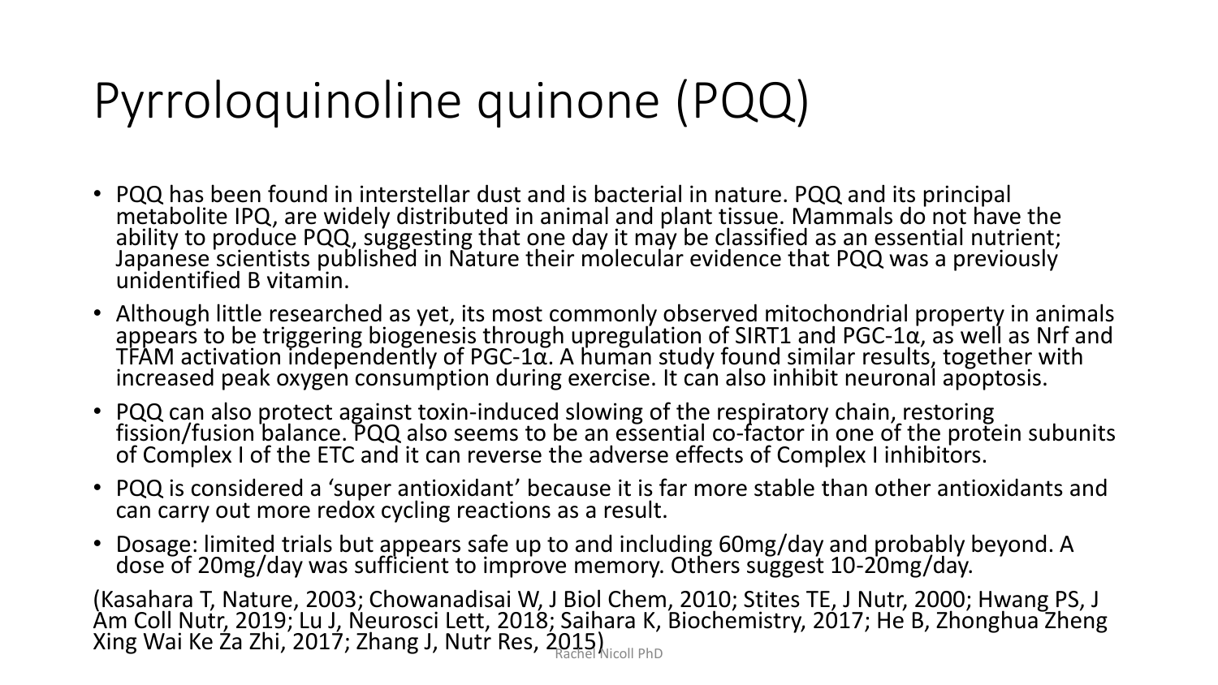# Pyrroloquinoline quinone (PQQ)

- PQQ has been found in interstellar dust and is bacterial in nature. PQQ and its principal metabolite IPQ, are widely distributed in animal and plant tissue. Mammals do not have the ability to produce PQQ, suggesting that one day it may be classified as an essential nutrient; Japanese scientists published in Nature their molecular evidence that PQQ was a previously unidentified B vitamin.
- Although little researched as yet, its most commonly observed mitochondrial property in animals appears to be triggering biogenesis through upregulation of SIRT1 and PGC-1α, as well as Nrf and TFAM activation independently of PGC-1α. A human study found similar results, together with increased peak oxygen consumption during exercise. It can also inhibit neuronal apoptosis.
- PQQ can also protect against toxin-induced slowing of the respiratory chain, restoring fission/fusion balance. PQQ also seems to be an essential co-factor in one of the protein subunits of Complex I of the ETC and it can reverse the adverse effects of Complex I inhibitors.
- PQQ is considered a 'super antioxidant' because it is far more stable than other antioxidants and can carry out more redox cycling reactions as a result.
- Dosage: limited trials but appears safe up to and including 60mg/day and probably beyond. A dose of 20mg/day was sufficient to improve memory. Others suggest 10-20mg/day.

(Kasahara T, Nature, 2003; Chowanadisai W, J Biol Chem, 2010; Stites TE, J Nutr, 2000; Hwang PS, J Am Coll Nutr, 2019; Lu J, Neurosci Lett, 2018; Saihara K, Biochemistry, 2017; He B, Zhonghua Zheng Xing Wai Ke Za Zhi, 2017; Zhang J, Nutr Res, 2015)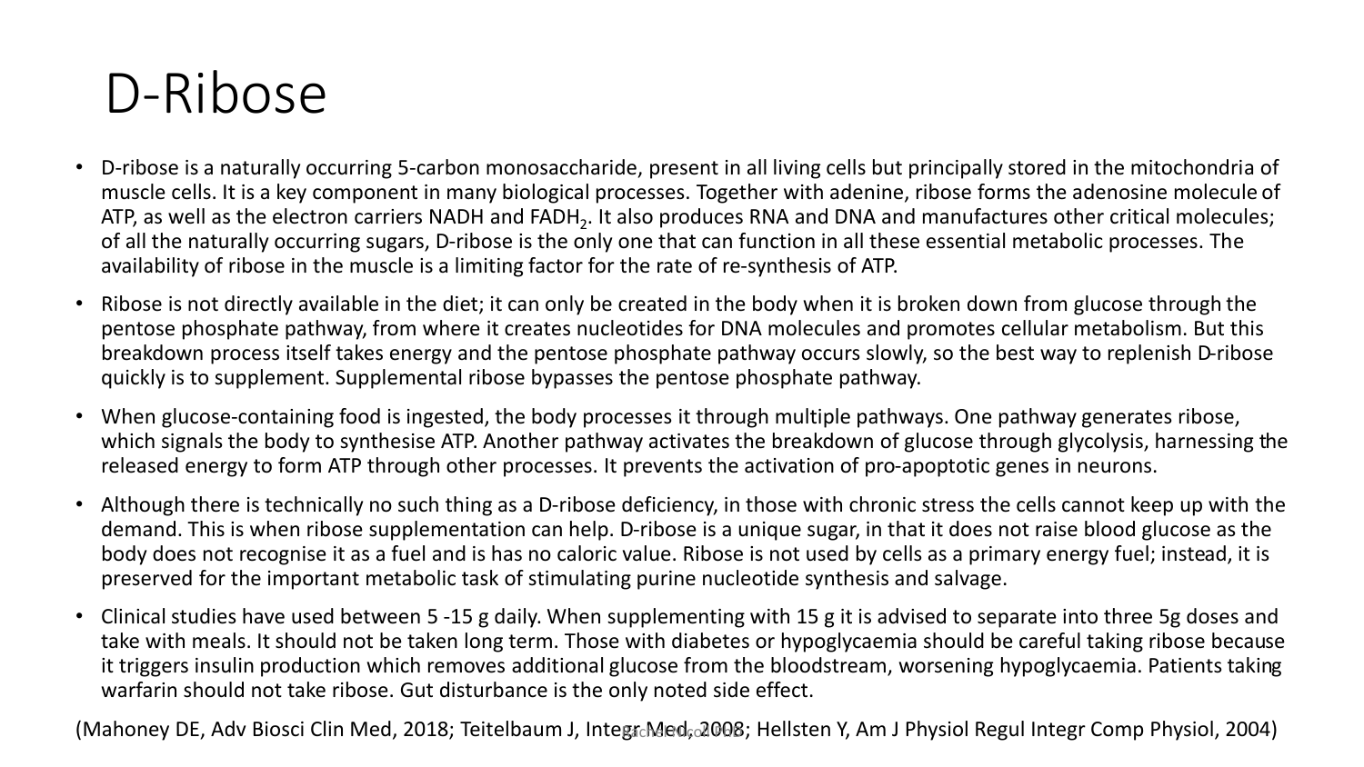# D-Ribose

- D-ribose is a naturally occurring 5-carbon monosaccharide, present in all living cells but principally stored in the mitochondria of muscle cells. It is a key component in many biological processes. Together with adenine, ribose forms the adenosine molecule of ATP, as well as the electron carriers NADH and $FADH_2$. It also produces RNA and DNA and manufactures other critical molecules; of all the naturally occurring sugars, D-ribose is the only one that can function in all these essential metabolic processes. The availability of ribose in the muscle is a limiting factor for the rate of re-synthesis of ATP.
- Ribose is not directly available in the diet; it can only be created in the body when it is broken down from glucose through the pentose phosphate pathway, from where it creates nucleotides for DNA molecules and promotes cellular metabolism. But this breakdown process itself takes energy and the pentose phosphate pathway occurs slowly, so the best way to replenish D-ribose quickly is to supplement. Supplemental ribose bypasses the pentose phosphate pathway.
- When glucose-containing food is ingested, the body processes it through multiple pathways. One pathway generates ribose, which signals the body to synthesise ATP. Another pathway activates the breakdown of glucose through glycolysis, harnessing the released energy to form ATP through other processes. It prevents the activation of pro-apoptotic genes in neurons.
- Although there is technically no such thing as a D-ribose deficiency, in those with chronic stress the cells cannot keep up with the demand. This is when ribose supplementation can help. D-ribose is a unique sugar, in that it does not raise blood glucose as the body does not recognise it as a fuel and is has no caloric value. Ribose is not used by cells as a primary energy fuel; instead, it is preserved for the important metabolic task of stimulating purine nucleotide synthesis and salvage.
- Clinical studies have used between 5 -15 g daily. When supplementing with 15 g it is advised to separate into three 5g doses and take with meals. It should not be taken long term. Those with diabetes or hypoglycaemia should be careful taking ribose because it triggers insulin production which removes additional glucose from the bloodstream, worsening hypoglycaemia. Patients taking warfarin should not take ribose. Gut disturbance is the only noted side effect.

(Mahoney DE, Adv Biosci Clin Med, 2018; Teitelbaum J, Integr Med, 2008; Hellsten Y, Am J Physiol Regul Integr Comp Physiol, 2004)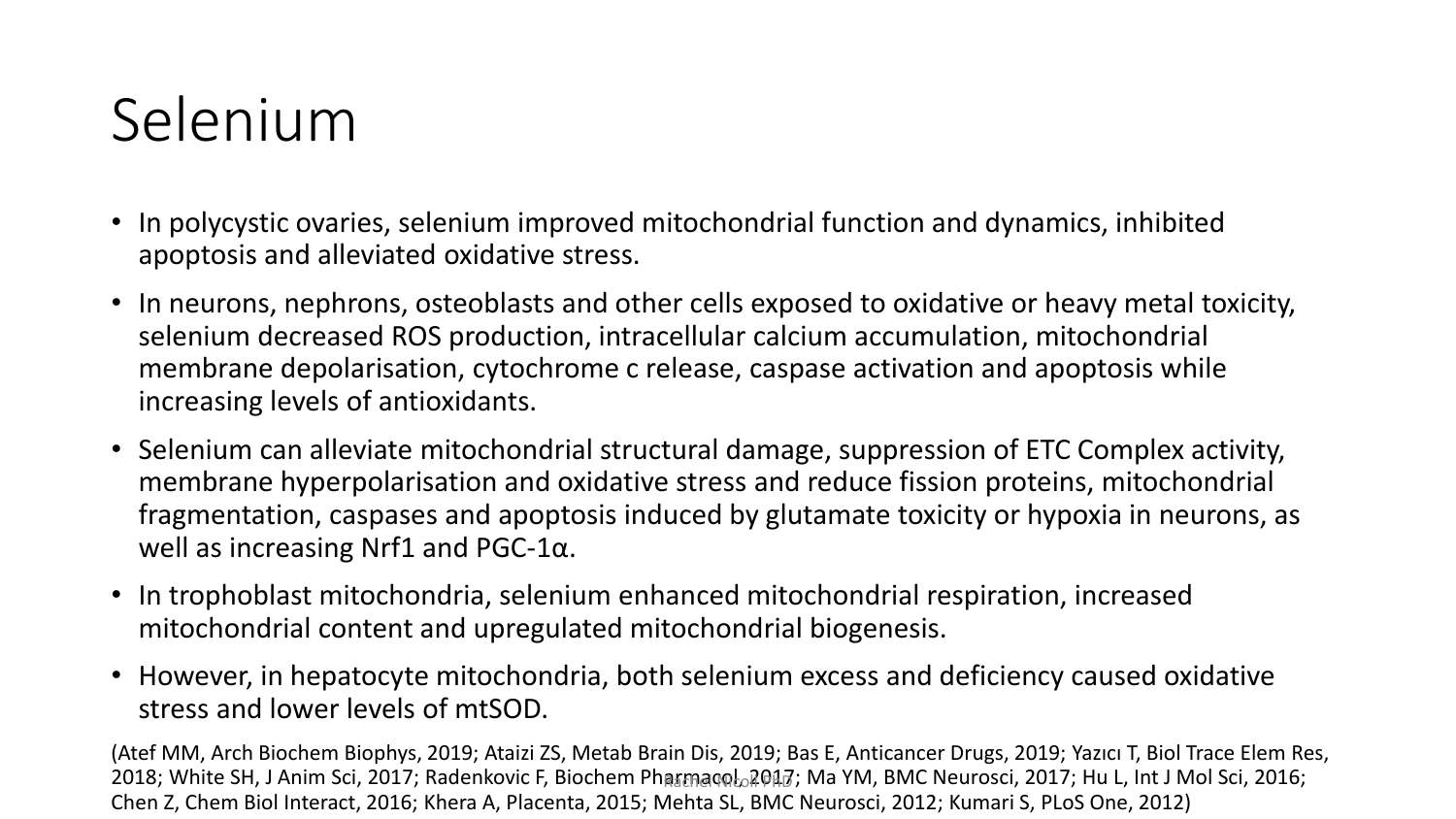# Selenium

- In polycystic ovaries, selenium improved mitochondrial function and dynamics, inhibited apoptosis and alleviated oxidative stress.
- In neurons, nephrons, osteoblasts and other cells exposed to oxidative or heavy metal toxicity, selenium decreased ROS production, intracellular calcium accumulation, mitochondrial membrane depolarisation, cytochrome c release, caspase activation and apoptosis while increasing levels of antioxidants.
- Selenium can alleviate mitochondrial structural damage, suppression of ETC Complex activity, membrane hyperpolarisation and oxidative stress and reduce fission proteins, mitochondrial fragmentation, caspases and apoptosis induced by glutamate toxicity or hypoxia in neurons, as well as increasing Nrf1 and PGC-1α.
- In trophoblast mitochondria, selenium enhanced mitochondrial respiration, increased mitochondrial content and upregulated mitochondrial biogenesis.
- However, in hepatocyte mitochondria, both selenium excess and deficiency caused oxidative stress and lower levels of mtSOD.

(Atef MM, Arch Biochem Biophys, 2019; Ataizi ZS, Metab Brain Dis, 2019; Bas E, Anticancer Drugs, 2019; Yazıcı T, Biol Trace Elem Res, 2018; White SH, J Anim Sci, 2017; Radenkovic F, Biochem Pharmacol, 2017; Ma YM, BMC Neurosci, 2017; Hu L, Int J Mol Sci, 2016; Chen Z, Chem Biol Interact, 2016; Khera A, Placenta, 2015; Mehta SL, BMC Neurosci, 2012; Kumari S, PLoS One, 2012)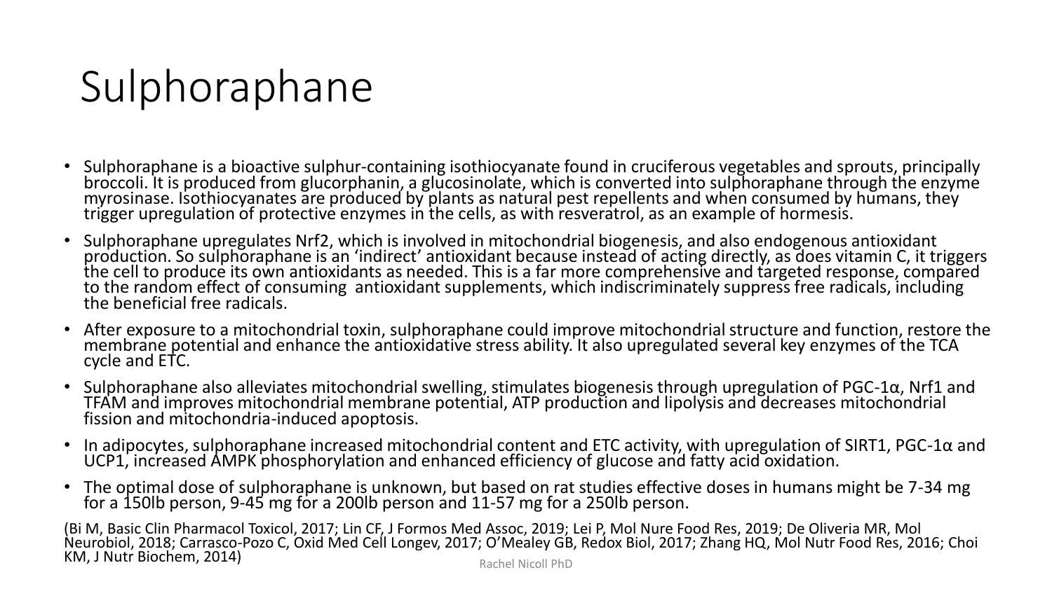# Sulphoraphane

- Sulphoraphane is a bioactive sulphur-containing isothiocyanate found in cruciferous vegetables and sprouts, principally broccoli. It is produced from glucorphanin, a glucosinolate, which is converted into sulphoraphane through the enzyme myrosinase. Isothiocyanates are produced by plants as natural pest repellents and when consumed by humans, they trigger upregulation of protective enzymes in the cells, as with resveratrol, as an example of hormesis.
- Sulphoraphane upregulates Nrf2, which is involved in mitochondrial biogenesis, and also endogenous antioxidant production. So sulphoraphane is an 'indirect' antioxidant because instead of acting directly, as does vitamin C, it triggers the cell to produce its own antioxidants as needed. This is a far more comprehensive and targeted response, compared to the random effect of consuming antioxidant supplements, which indiscriminately suppress free radicals, including the beneficial free radicals.
- After exposure to a mitochondrial toxin, sulphoraphane could improve mitochondrial structure and function, restore the membrane potential and enhance the antioxidative stress ability. It also upregulated several key enzymes of the TCA cycle and ETC.
- Sulphoraphane also alleviates mitochondrial swelling, stimulates biogenesis through upregulation of PGC-1α, Nrf1 and TFAM and improves mitochondrial membrane potential, ATP production and lipolysis and decreases mitochondrial fission and mitochondria-induced apoptosis.
- In adipocytes, sulphoraphane increased mitochondrial content and ETC activity, with upregulation of SIRT1, PGC-1α and UCP1, increased AMPK phosphorylation and enhanced efficiency of glucose and fatty acid oxidation.
- The optimal dose of sulphoraphane is unknown, but based on rat studies effective doses in humans might be 7-34 mg for a 150lb person, 9-45 mg for a 200lb person and 11-57 mg for a 250lb person.

(Bi M, Basic Clin Pharmacol Toxicol, 2017; Lin CF, J Formos Med Assoc, 2019; Lei P, Mol Nure Food Res, 2019; De Oliveria MR, Mol Neurobiol, 2018; Carrasco-Pozo C, Oxid Med Cell Longev, 2017; O'Mealey GB, Redox Biol, 2017; Zhang HQ, Mol Nutr Food Res, 2016; Choi KM, J Nutr Biochem, 2014)

Rachel Nicoll PhD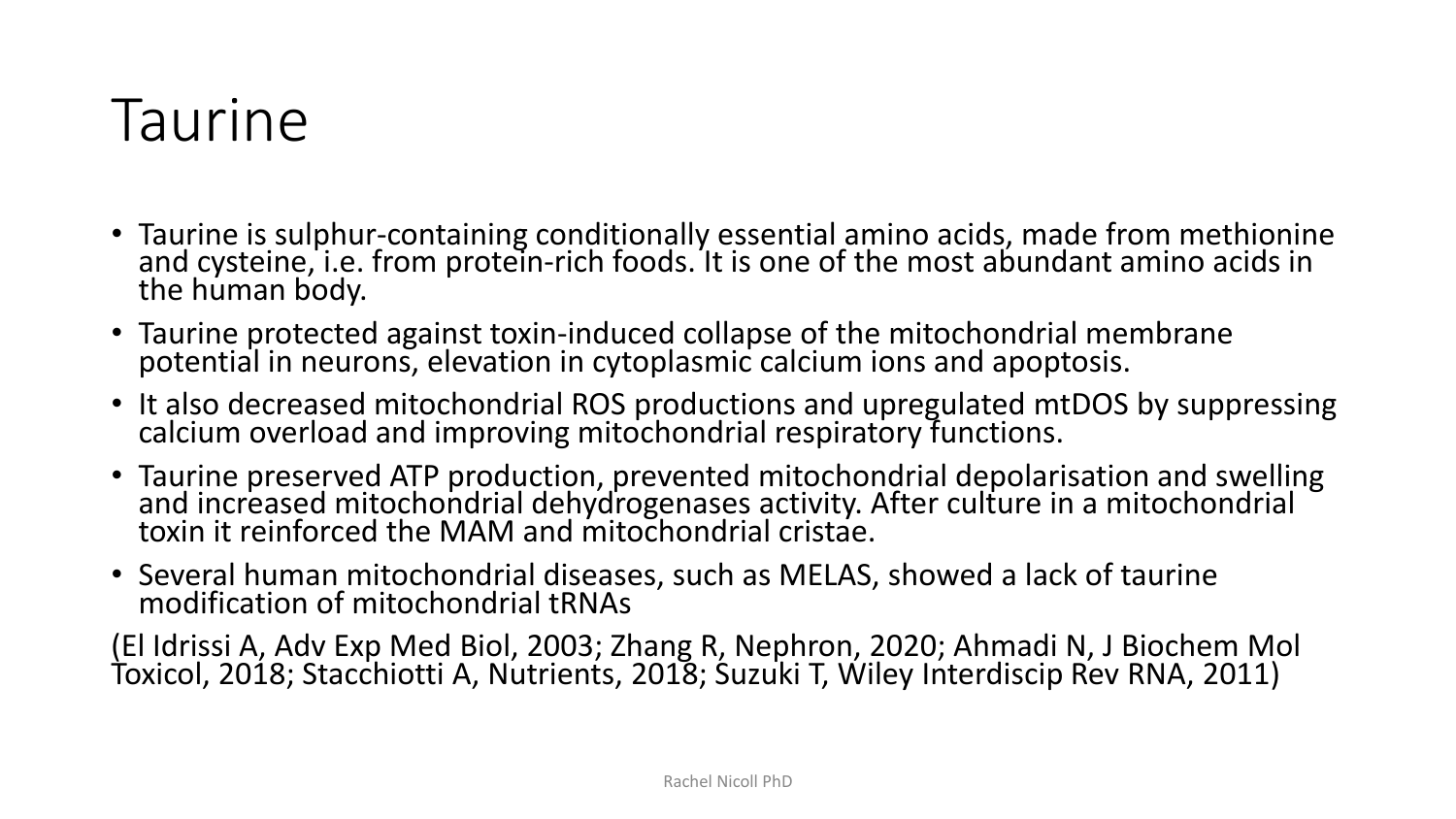# Taurine

- Taurine is sulphur-containing conditionally essential amino acids, made from methionine and cysteine, i.e. from protein-rich foods. It is one of the most abundant amino acids in the human body.
- Taurine protected against toxin-induced collapse of the mitochondrial membrane potential in neurons, elevation in cytoplasmic calcium ions and apoptosis.
- It also decreased mitochondrial ROS productions and upregulated mtDOS by suppressing calcium overload and improving mitochondrial respiratory functions.
- Taurine preserved ATP production, prevented mitochondrial depolarisation and swelling and increased mitochondrial dehydrogenases activity. After culture in a mitochondrial toxin it reinforced the MAM and mitochondrial cristae.
- Several human mitochondrial diseases, such as MELAS, showed a lack of taurine modification of mitochondrial tRNAs

(El Idrissi A, Adv Exp Med Biol, 2003; Zhang R, Nephron, 2020; Ahmadi N, J Biochem Mol Toxicol, 2018; Stacchiotti A, Nutrients, 2018; Suzuki T, Wiley Interdiscip Rev RNA, 2011)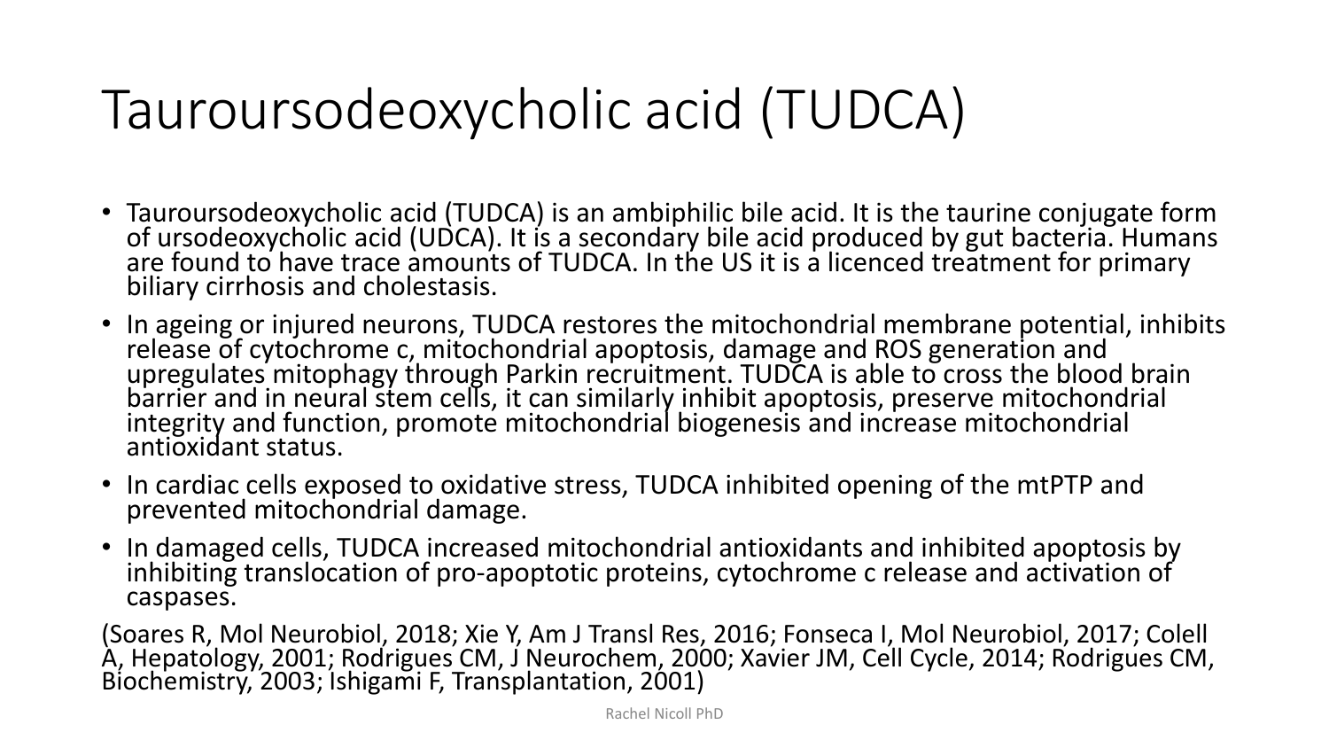# Tauroursodeoxycholic acid (TUDCA)

- Tauroursodeoxycholic acid (TUDCA) is an ambiphilic bile acid. It is the taurine conjugate form of ursodeoxycholic acid (UDCA). It is a secondary bile acid produced by gut bacteria. Humans are found to have trace amounts of TUDCA. In the US it is a licenced treatment for primary biliary cirrhosis and cholestasis.
- In ageing or injured neurons, TUDCA restores the mitochondrial membrane potential, inhibits release of cytochrome c, mitochondrial apoptosis, damage and ROS generation and upregulates mitophagy through Parkin recruitment. TUDCA is able to cross the blood brain barrier and in neural stem cells, it can similarly inhibit apoptosis, preserve mitochondrial integrity and function, promote mitochondrial biogenesis and increase mitochondrial antioxidant status.
- In cardiac cells exposed to oxidative stress, TUDCA inhibited opening of the mtPTP and prevented mitochondrial damage.
- In damaged cells, TUDCA increased mitochondrial antioxidants and inhibited apoptosis by inhibiting translocation of pro-apoptotic proteins, cytochrome c release and activation of caspases.

(Soares R, Mol Neurobiol, 2018; Xie Y, Am J Transl Res, 2016; Fonseca I, Mol Neurobiol, 2017; Colell A, Hepatology, 2001; Rodrigues CM, J Neurochem, 2000; Xavier JM, Cell Cycle, 2014; Rodrigues CM, Biochemistry, 2003; Ishigami F, Transplantation, 2001)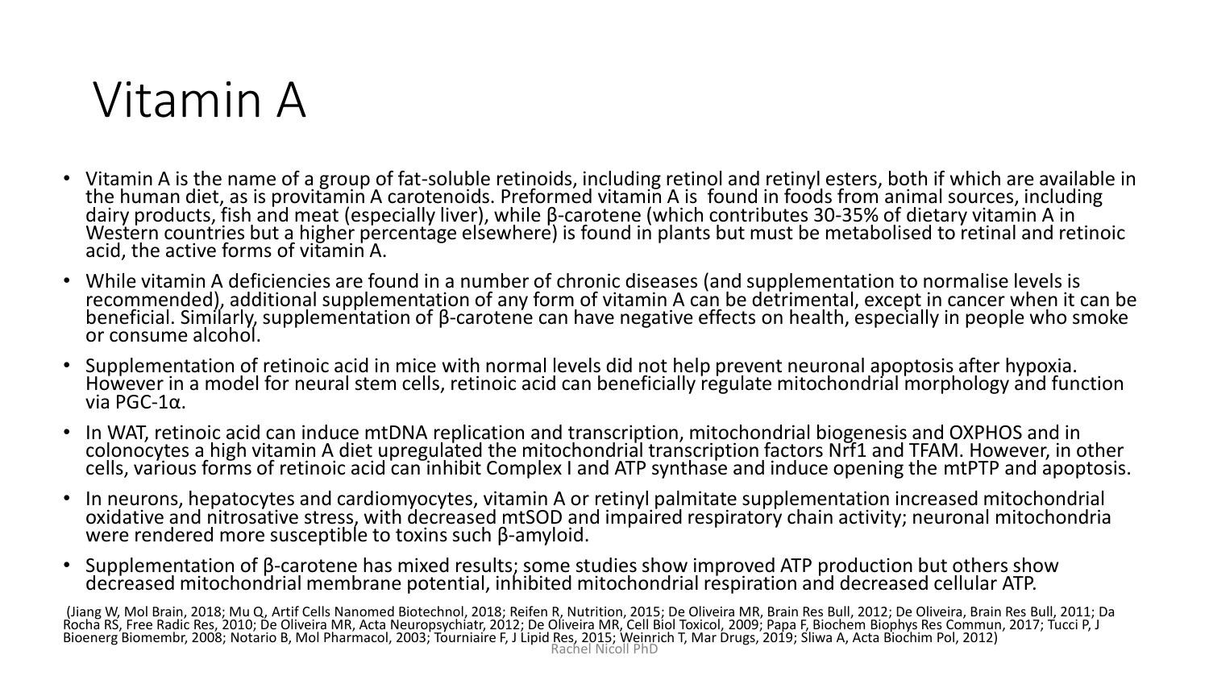# Vitamin A

- Vitamin A is the name of a group of fat-soluble retinoids, including retinol and retinyl esters, both if which are available in the human diet, as is provitamin A carotenoids. Preformed vitamin A is found in foods from animal sources, including dairy products, fish and meat (especially liver), while β-carotene (which contributes 30-35% of dietary vitamin A in Western countries but a higher percentage elsewhere) is found in plants but must be metabolised to retinal and retinoic acid, the active forms of vitamin A.
- While vitamin A deficiencies are found in a number of chronic diseases (and supplementation to normalise levels is recommended), additional supplementation of any form of vitamin A can be detrimental, except in cancer when it can be beneficial. Similarly, supplementation of β-carotene can have negative effects on health, especially in people who smoke or consume alcohol.
- Supplementation of retinoic acid in mice with normal levels did not help prevent neuronal apoptosis after hypoxia. However in a model for neural stem cells, retinoic acid can beneficially regulate mitochondrial morphology and function via PGC-1α.
- In WAT, retinoic acid can induce mtDNA replication and transcription, mitochondrial biogenesis and OXPHOS and in colonocytes a high vitamin A diet upregulated the mitochondrial transcription factors Nrf1 and TFAM. However, in other cells, various forms of retinoic acid can inhibit Complex I and ATP synthase and induce opening the mtPTP and apoptosis.
- In neurons, hepatocytes and cardiomyocytes, vitamin A or retinyl palmitate supplementation increased mitochondrial oxidative and nitrosative stress, with decreased mtSOD and impaired respiratory chain activity; neuronal mitochondria were rendered more susceptible to toxins such β-amyloid.
- Supplementation of β-carotene has mixed results; some studies show improved ATP production but others show decreased mitochondrial membrane potential, inhibited mitochondrial respiration and decreased cellular ATP.

(Jiang W, Mol Brain, 2018; Mu Q, Artif Cells Nanomed Biotechnol, 2018; Reifen R, Nutrition, 2015; De Oliveira MR, Brain Res Bull, 2012; De Oliveira, Brain Res Bull, 2011; Da Rocha RS, Free Radic Res, 2010; De Oliveira MR, Acta Neuropsychiatr, 2012; De Oliveira MR, Cell Biol Toxicol, 2009; Papa F, Biochem Biophys Res Commun, 2017; Tucci P, J Bioenerg Biomembr, 2008; Notario B, Mol Pharmacol, 2003; Tourniaire F, J Lipid Res, 2015; Weinrich T, Mar Drugs, 2019; Sliwa A, Acta Biochim Pol, 2012)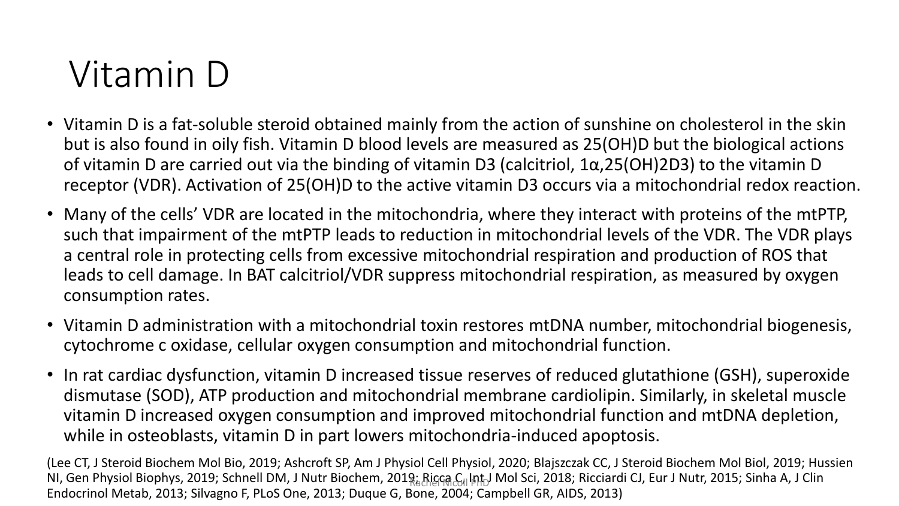# Vitamin D

- Vitamin D is a fat-soluble steroid obtained mainly from the action of sunshine on cholesterol in the skin but is also found in oily fish. Vitamin D blood levels are measured as 25(OH)D but the biological actions of vitamin D are carried out via the binding of vitamin D3 (calcitriol, 1α,25(OH)2D3) to the vitamin D receptor (VDR). Activation of 25(OH)D to the active vitamin D3 occurs via a mitochondrial redox reaction.
- Many of the cells' VDR are located in the mitochondria, where they interact with proteins of the mtPTP, such that impairment of the mtPTP leads to reduction in mitochondrial levels of the VDR. The VDR plays a central role in protecting cells from excessive mitochondrial respiration and production of ROS that leads to cell damage. In BAT calcitriol/VDR suppress mitochondrial respiration, as measured by oxygen consumption rates.
- Vitamin D administration with a mitochondrial toxin restores mtDNA number, mitochondrial biogenesis, cytochrome c oxidase, cellular oxygen consumption and mitochondrial function.
- In rat cardiac dysfunction, vitamin D increased tissue reserves of reduced glutathione (GSH), superoxide dismutase (SOD), ATP production and mitochondrial membrane cardiolipin. Similarly, in skeletal muscle vitamin D increased oxygen consumption and improved mitochondrial function and mtDNA depletion, while in osteoblasts, vitamin D in part lowers mitochondria-induced apoptosis.

(Lee CT, J Steroid Biochem Mol Bio, 2019; Ashcroft SP, Am J Physiol Cell Physiol, 2020; Blajszczak CC, J Steroid Biochem Mol Biol, 2019; Hussien NI, Gen Physiol Biophys, 2019; Schnell DM, J Nutr Biochem, 2019; Ricca C, Int J Mol Sci, 2018; Ricciardi CJ, Eur J Nutr, 2015; Sinha A, J Clin Endocrinol Metab, 2013; Silvagno F, PLoS One, 2013; Duque G, Bone, 2004; Campbell GR, AIDS, 2013)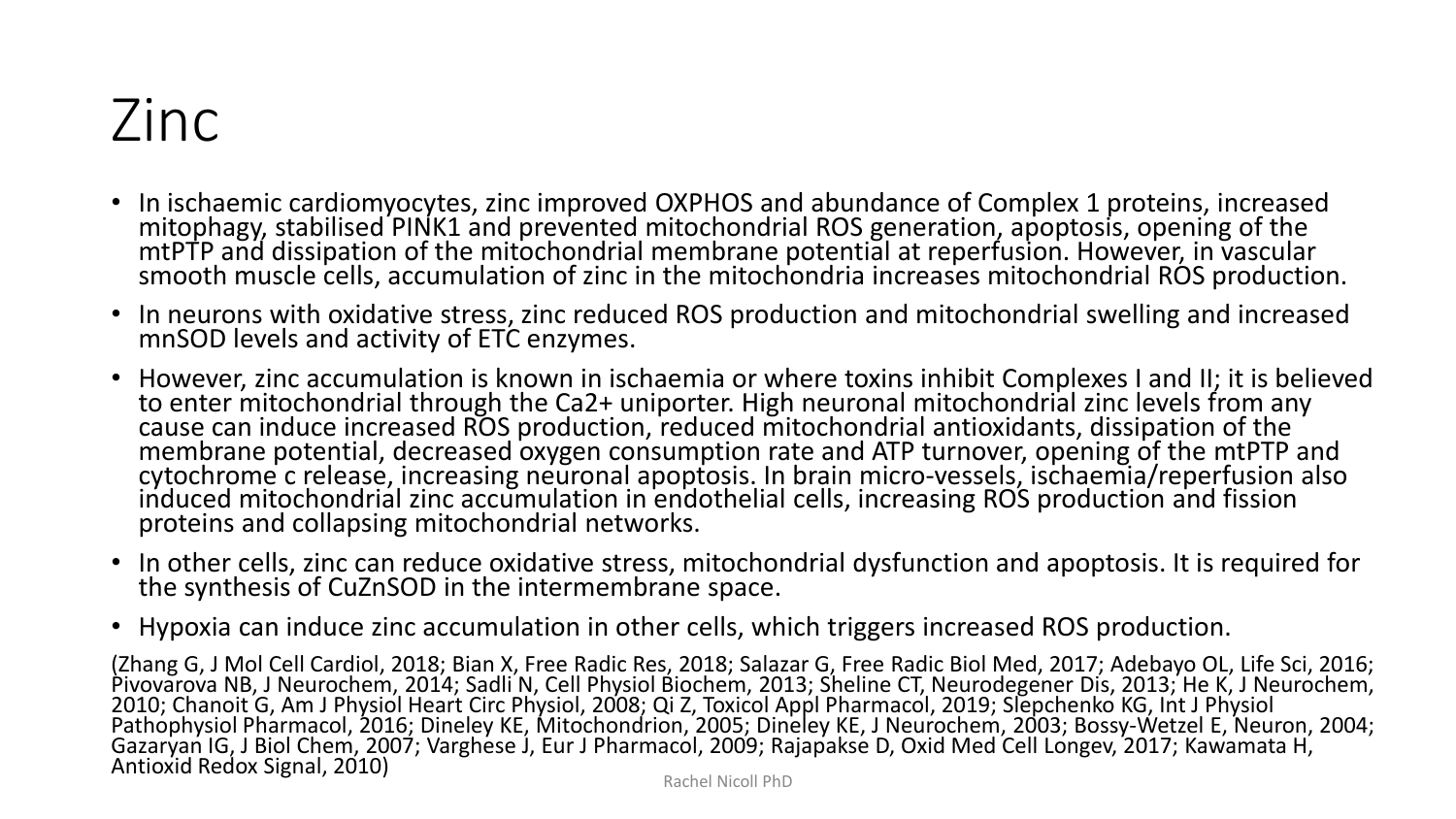# Zinc

- In ischaemic cardiomyocytes, zinc improved OXPHOS and abundance of Complex 1 proteins, increased mitophagy, stabilised PINK1 and prevented mitochondrial ROS generation, apoptosis, opening of the mtPTP and dissipation of the mitochondrial membrane potential at reperfusion. However, in vascular smooth muscle cells, accumulation of zinc in the mitochondria increases mitochondrial ROS production.
- In neurons with oxidative stress, zinc reduced ROS production and mitochondrial swelling and increased mnSOD levels and activity of ETC enzymes.
- However, zinc accumulation is known in ischaemia or where toxins inhibit Complexes I and II; it is believed to enter mitochondrial through the $Ca^{2+}$ uniporter. High neuronal mitochondrial zinc levels from any cause can induce increased ROS production, reduced mitochondrial antioxidants, dissipation of the membrane potential, decreased oxygen consumption rate and ATP turnover, opening of the mtPTP and cytochrome c release, increasing neuronal apoptosis. In brain micro-vessels, ischaemia/reperfusion also induced mitochondrial zinc accumulation in endothelial cells, increasing ROS production and fission proteins and collapsing mitochondrial networks.
- In other cells, zinc can reduce oxidative stress, mitochondrial dysfunction and apoptosis. It is required for the synthesis of CuZnSOD in the intermembrane space.
- Hypoxia can induce zinc accumulation in other cells, which triggers increased ROS production.

(Zhang G, J Mol Cell Cardiol, 2018; Bian X, Free Radic Res, 2018; Salazar G, Free Radic Biol Med, 2017; Adebayo OL, Life Sci, 2016; Pivovarova NB, J Neurochem, 2014; Sadli N, Cell Physiol Biochem, 2013; Sheline CT, Neurodegener Dis, 2013; He K, J Neurochem, 2010; Chanoit G, Am J Physiol Heart Circ Physiol, 2008; Qi Z, Toxicol Appl Pharmacol, 2019; Slepchenko KG, Int J Physiol Pathophysiol Pharmacol, 2016; Dineley KE, Mitochondrion, 2005; Dineley KE, J Neurochem, 2003; Bossy-Wetzel E, Neuron, 2004; Gazaryan IG, J Biol Chem, 2007; Varghese J, Eur J Pharmacol, 2009; Rajapakse D, Oxid Med Cell Longev, 2017; Kawamata H, Antioxid Redox Signal, 2010)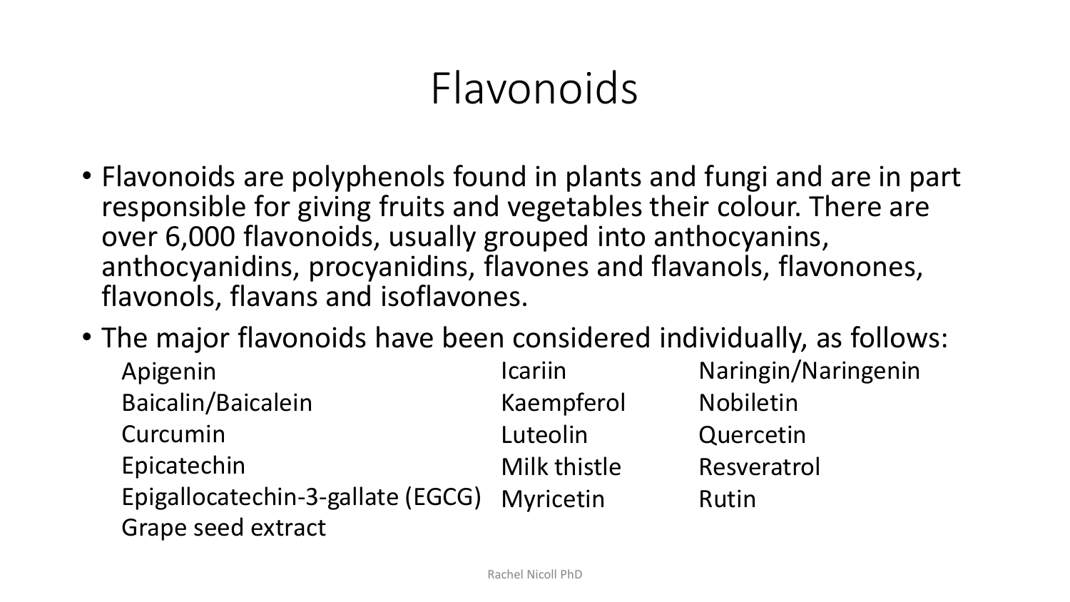# Flavonoids

- Flavonoids are polyphenols found in plants and fungi and are in part responsible for giving fruits and vegetables their colour. There are over 6,000 flavonoids, usually grouped into anthocyanins, anthocyanidins, procyanidins, flavones and flavanols, flavonones, flavonols, flavans and isoflavones.
- The major flavonoids have been considered individually, as follows:

  - Apigenin
  - Baicalin/Baicalein
  - Curcumin
  - Epicatechin
  - Epigallocatechin-3-gallate (EGCG)
  - Grape seed extract
  - Icariin
  - Kaempferol
  - Luteolin
  - Milk thistle
  - Myricetin
  - Naringin/Naringenin
  - Nobiletin
  - Quercetin
  - Resveratrol
  - Rutin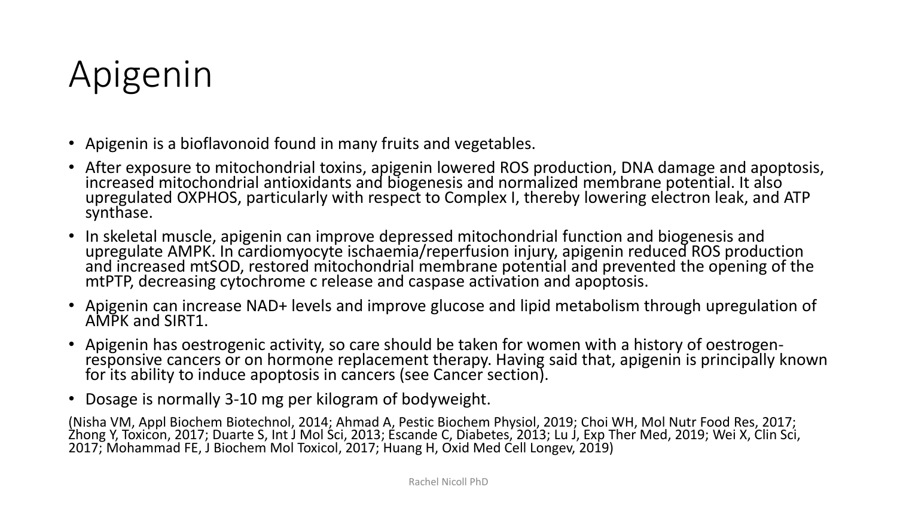# Apigenin

- Apigenin is a bioflavonoid found in many fruits and vegetables.
- After exposure to mitochondrial toxins, apigenin lowered ROS production, DNA damage and apoptosis, increased mitochondrial antioxidants and biogenesis and normalized membrane potential. It also upregulated OXPHOS, particularly with respect to Complex I, thereby lowering electron leak, and ATP synthase.
- In skeletal muscle, apigenin can improve depressed mitochondrial function and biogenesis and upregulate AMPK. In cardiomyocyte ischaemia/reperfusion injury, apigenin reduced ROS production and increased mtSOD, restored mitochondrial membrane potential and prevented the opening of the mtPTP, decreasing cytochrome c release and caspase activation and apoptosis.
- Apigenin can increase NAD+ levels and improve glucose and lipid metabolism through upregulation of AMPK and SIRT1.
- Apigenin has oestrogenic activity, so care should be taken for women with a history of oestrogen-responsive cancers or on hormone replacement therapy. Having said that, apigenin is principally known for its ability to induce apoptosis in cancers (see Cancer section).
- Dosage is normally 3-10 mg per kilogram of bodyweight.

(Nisha VM, Appl Biochem Biotechnol, 2014; Ahmad A, Pestic Biochem Physiol, 2019; Choi WH, Mol Nutr Food Res, 2017; Zhong Y, Toxicon, 2017; Duarte S, Int J Mol Sci, 2013; Escande C, Diabetes, 2013; Lu J, Exp Ther Med, 2019; Wei X, Clin Sci, 2017; Mohammad FE, J Biochem Mol Toxicol, 2017; Huang H, Oxid Med Cell Longev, 2019)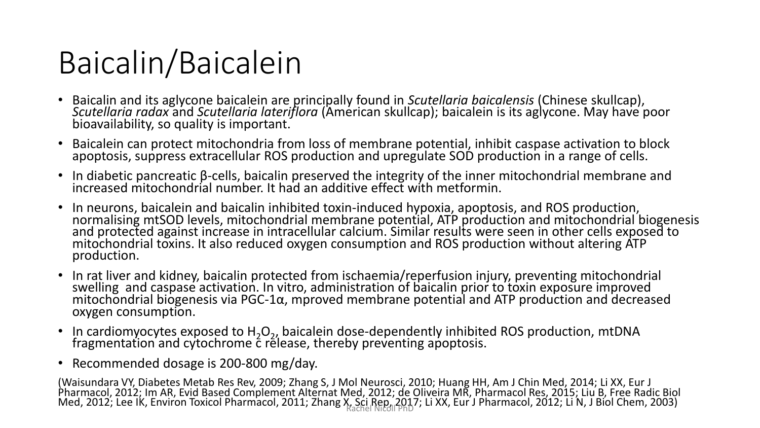# Baicalin/Baicalein

- Baicalin and its aglycone baicalein are principally found in *Scutellaria baicalensis* (Chinese skullcap), *Scutellaria radax* and *Scutellaria lateriflora* (American skullcap); baicalein is its aglycone. May have poor bioavailability, so quality is important.
- Baicalein can protect mitochondria from loss of membrane potential, inhibit caspase activation to block apoptosis, suppress extracellular ROS production and upregulate SOD production in a range of cells.
- In diabetic pancreatic β-cells, baicalin preserved the integrity of the inner mitochondrial membrane and increased mitochondrial number. It had an additive effect with metformin.
- In neurons, baicalein and baicalin inhibited toxin-induced hypoxia, apoptosis, and ROS production, normalising mtSOD levels, mitochondrial membrane potential, ATP production and mitochondrial biogenesis and protected against increase in intracellular calcium. Similar results were seen in other cells exposed to mitochondrial toxins. It also reduced oxygen consumption and ROS production without altering ATP production.
- In rat liver and kidney, baicalin protected from ischaemia/reperfusion injury, preventing mitochondrial swelling and caspase activation. In vitro, administration of baicalin prior to toxin exposure improved mitochondrial biogenesis via PGC-1α, mproved membrane potential and ATP production and decreased oxygen consumption.
- In cardiomyocytes exposed to $H_2O_2$, baicalein dose-dependently inhibited ROS production, mtDNA fragmentation and cytochrome c release, thereby preventing apoptosis.
- Recommended dosage is 200-800 mg/day.

(Waisundara VY, Diabetes Metab Res Rev, 2009; Zhang S, J Mol Neurosci, 2010; Huang HH, Am J Chin Med, 2014; Li XX, Eur J Pharmacol, 2012; Im AR, Evid Based Complement Alternat Med, 2012; de Oliveira MR, Pharmacol Res, 2015; Liu B, Free Radic Biol Med, 2012; Lee IK, Environ Toxicol Pharmacol, 2011; Zhang X, Sci Rep, 2017; Li XX, Eur J Pharmacol, 2012; Li N, J Biol Chem, 2003)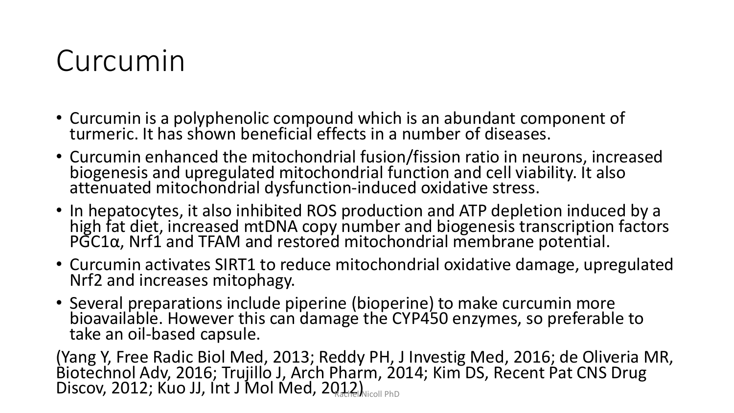# Curcumin

- Curcumin is a polyphenolic compound which is an abundant component of turmeric. It has shown beneficial effects in a number of diseases.
- Curcumin enhanced the mitochondrial fusion/fission ratio in neurons, increased biogenesis and upregulated mitochondrial function and cell viability. It also attenuated mitochondrial dysfunction-induced oxidative stress.
- In hepatocytes, it also inhibited ROS production and ATP depletion induced by a high fat diet, increased mtDNA copy number and biogenesis transcription factors PGC1α, Nrf1 and TFAM and restored mitochondrial membrane potential.
- Curcumin activates SIRT1 to reduce mitochondrial oxidative damage, upregulated Nrf2 and increases mitophagy.
- Several preparations include piperine (bioperine) to make curcumin more bioavailable. However this can damage the CYP450 enzymes, so preferable to take an oil-based capsule.

(Yang Y, Free Radic Biol Med, 2013; Reddy PH, J Investig Med, 2016; de Oliveria MR, Biotechnol Adv, 2016; Trujillo J, Arch Pharm, 2014; Kim DS, Recent Pat CNS Drug Discov, 2012; Kuo JJ, Int J Mol Med, 2012)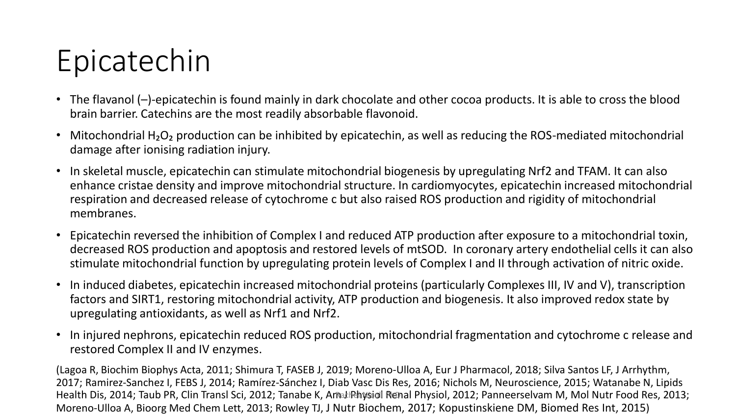# Epicatechin

- The flavanol (–)-epicatechin is found mainly in dark chocolate and other cocoa products. It is able to cross the blood brain barrier. Catechins are the most readily absorbable flavonoid.
- Mitochondrial $H_2O_2$ production can be inhibited by epicatechin, as well as reducing the ROS-mediated mitochondrial damage after ionising radiation injury.
- In skeletal muscle, epicatechin can stimulate mitochondrial biogenesis by upregulating Nrf2 and TFAM. It can also enhance cristae density and improve mitochondrial structure. In cardiomyocytes, epicatechin increased mitochondrial respiration and decreased release of cytochrome c but also raised ROS production and rigidity of mitochondrial membranes.
- Epicatechin reversed the inhibition of Complex I and reduced ATP production after exposure to a mitochondrial toxin, decreased ROS production and apoptosis and restored levels of mtSOD. In coronary artery endothelial cells it can also stimulate mitochondrial function by upregulating protein levels of Complex I and II through activation of nitric oxide.
- In induced diabetes, epicatechin increased mitochondrial proteins (particularly Complexes III, IV and V), transcription factors and SIRT1, restoring mitochondrial activity, ATP production and biogenesis. It also improved redox state by upregulating antioxidants, as well as Nrf1 and Nrf2.
- In injured nephrons, epicatechin reduced ROS production, mitochondrial fragmentation and cytochrome c release and restored Complex II and IV enzymes.

(Lagoa R, Biochim Biophys Acta, 2011; Shimura T, FASEB J, 2019; Moreno-Ulloa A, Eur J Pharmacol, 2018; Silva Santos LF, J Arrhythm, 2017; Ramirez-Sanchez I, FEBS J, 2014; Ramírez-Sánchez I, Diab Vasc Dis Res, 2016; Nichols M, Neuroscience, 2015; Watanabe N, Lipids Health Dis, 2014; Taub PR, Clin Transl Sci, 2012; Tanabe K, Am J Physiol Renal Physiol, 2012; Panneerselvam M, Mol Nutr Food Res, 2013; Moreno-Ulloa A, Bioorg Med Chem Lett, 2013; Rowley TJ, J Nutr Biochem, 2017; Kopustinskiene DM, Biomed Res Int, 2015)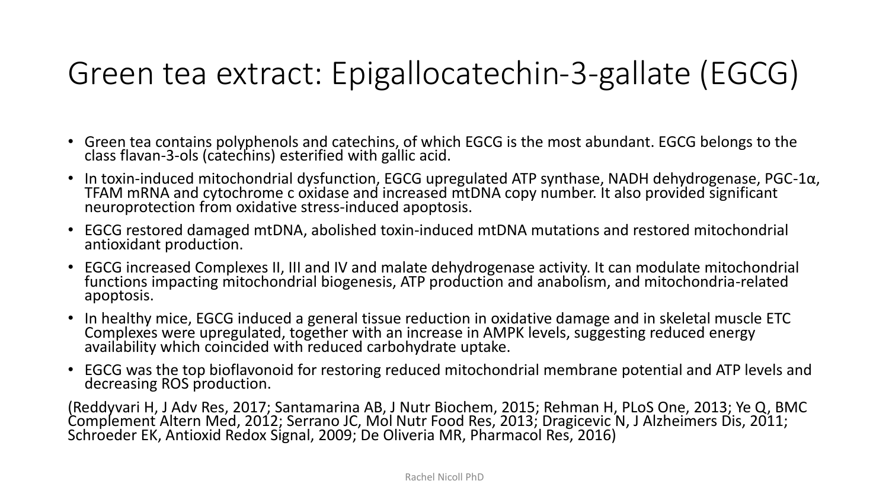# Green tea extract: Epigallocatechin-3-gallate (EGCG)

- Green tea contains polyphenols and catechins, of which EGCG is the most abundant. EGCG belongs to the class flavan-3-ols (catechins) esterified with gallic acid.
- In toxin-induced mitochondrial dysfunction, EGCG upregulated ATP synthase, NADH dehydrogenase, PGC-1α, TFAM mRNA and cytochrome c oxidase and increased mtDNA copy number. It also provided significant neuroprotection from oxidative stress-induced apoptosis.
- EGCG restored damaged mtDNA, abolished toxin-induced mtDNA mutations and restored mitochondrial antioxidant production.
- EGCG increased Complexes II, III and IV and malate dehydrogenase activity. It can modulate mitochondrial functions impacting mitochondrial biogenesis, ATP production and anabolism, and mitochondria-related apoptosis.
- In healthy mice, EGCG induced a general tissue reduction in oxidative damage and in skeletal muscle ETC Complexes were upregulated, together with an increase in AMPK levels, suggesting reduced energy availability which coincided with reduced carbohydrate uptake.
- EGCG was the top bioflavonoid for restoring reduced mitochondrial membrane potential and ATP levels and decreasing ROS production.

(Reddyvari H, J Adv Res, 2017; Santamarina AB, J Nutr Biochem, 2015; Rehman H, PLoS One, 2013; Ye Q, BMC Complement Altern Med, 2012; Serrano JC, Mol Nutr Food Res, 2013; Dragicevic N, J Alzheimers Dis, 2011; Schroeder EK, Antioxid Redox Signal, 2009; De Oliveria MR, Pharmacol Res, 2016)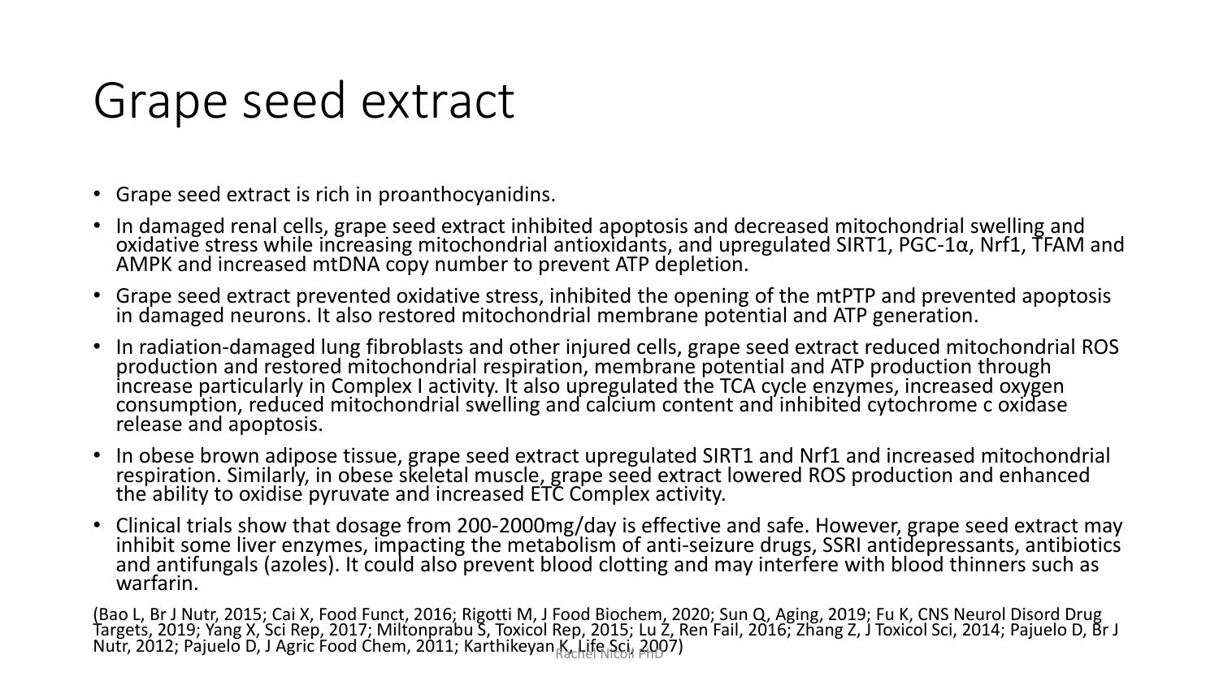# Grape seed extract

- Grape seed extract is rich in proanthocyanidins.
- In damaged renal cells, grape seed extract inhibited apoptosis and decreased mitochondrial swelling and oxidative stress while increasing mitochondrial antioxidants, and upregulated SIRT1, PGC-1α, Nrf1, TFAM and AMPK and increased mtDNA copy number to prevent ATP depletion.
- Grape seed extract prevented oxidative stress, inhibited the opening of the mtPTP and prevented apoptosis in damaged neurons. It also restored mitochondrial membrane potential and ATP generation.
- In radiation-damaged lung fibroblasts and other injured cells, grape seed extract reduced mitochondrial ROS production and restored mitochondrial respiration, membrane potential and ATP production through increase particularly in Complex I activity. It also upregulated the TCA cycle enzymes, increased oxygen consumption, reduced mitochondrial swelling and calcium content and inhibited cytochrome c oxidase release and apoptosis.
- In obese brown adipose tissue, grape seed extract upregulated SIRT1 and Nrf1 and increased mitochondrial respiration. Similarly, in obese skeletal muscle, grape seed extract lowered ROS production and enhanced the ability to oxidise pyruvate and increased ETC Complex activity.
- Clinical trials show that dosage from 200-2000mg/day is effective and safe. However, grape seed extract may inhibit some liver enzymes, impacting the metabolism of anti-seizure drugs, SSRI antidepressants, antibiotics and antifungals (azoles). It could also prevent blood clotting and may interfere with blood thinners such as warfarin.

(Bao L, Br J Nutr, 2015; Cai X, Food Funct, 2016; Rigotti M, J Food Biochem, 2020; Sun Q, Aging, 2019; Fu K, CNS Neurol Disord Drug Targets, 2019; Yang X, Sci Rep, 2017; Miltonprabu S, Toxicol Rep, 2015; Lu Z, Ren Fail, 2016; Zhang Z, J Toxicol Sci, 2014; Pajuelo D, Br J Nutr, 2012; Pajuelo D, J Agric Food Chem, 2011; Karthikeyan K, Life Sci, 2007)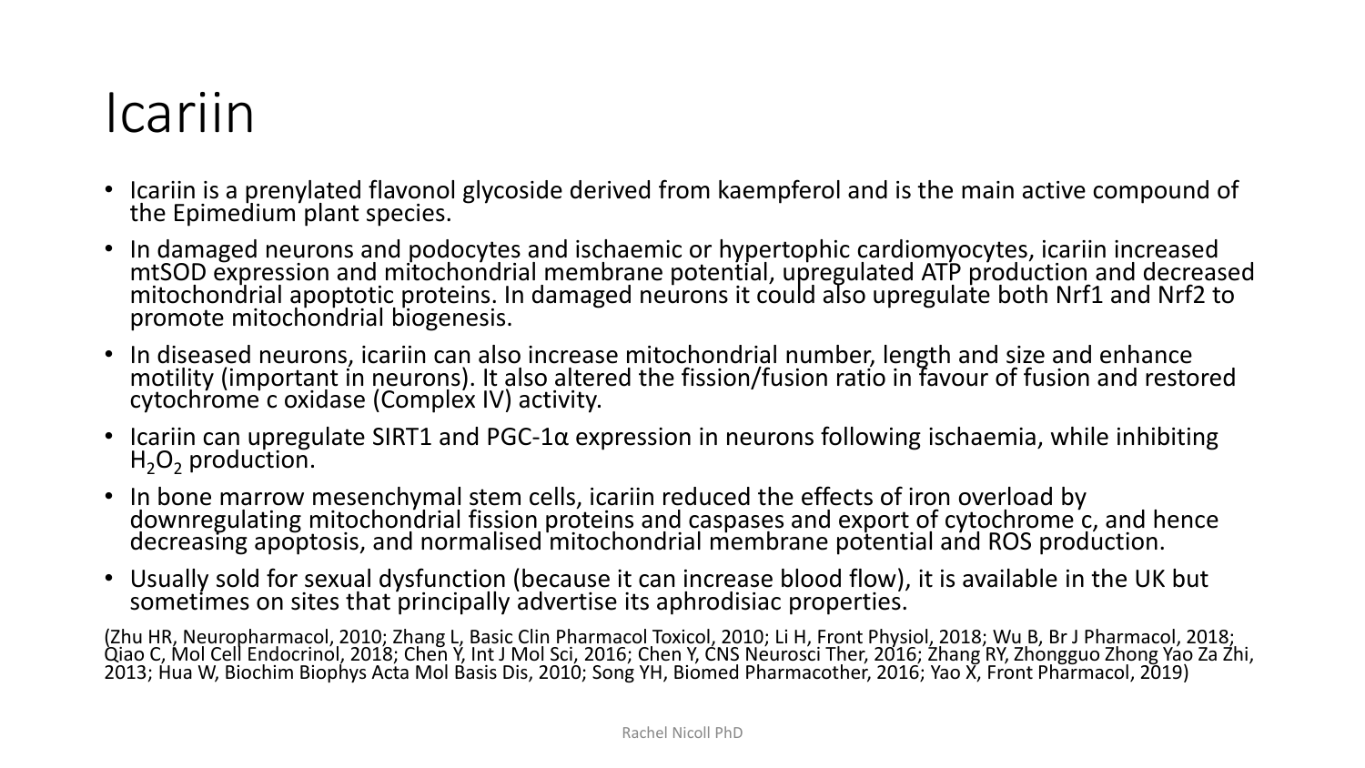# Icariin

- Icariin is a prenylated flavonol glycoside derived from kaempferol and is the main active compound of the Epimedium plant species.
- In damaged neurons and podocytes and ischaemic or hypertophic cardiomyocytes, icariin increased mtSOD expression and mitochondrial membrane potential, upregulated ATP production and decreased mitochondrial apoptotic proteins. In damaged neurons it could also upregulate both Nrf1 and Nrf2 to promote mitochondrial biogenesis.
- In diseased neurons, icariin can also increase mitochondrial number, length and size and enhance motility (important in neurons). It also altered the fission/fusion ratio in favour of fusion and restored cytochrome c oxidase (Complex IV) activity.
- Icariin can upregulate SIRT1 and PGC-1α expression in neurons following ischaemia, while inhibiting $H_2O_2$ production.
- In bone marrow mesenchymal stem cells, icariin reduced the effects of iron overload by downregulating mitochondrial fission proteins and caspases and export of cytochrome c, and hence decreasing apoptosis, and normalised mitochondrial membrane potential and ROS production.
- Usually sold for sexual dysfunction (because it can increase blood flow), it is available in the UK but sometimes on sites that principally advertise its aphrodisiac properties.

(Zhu HR, Neuropharmacol, 2010; Zhang L, Basic Clin Pharmacol Toxicol, 2010; Li H, Front Physiol, 2018; Wu B, Br J Pharmacol, 2018; Qiao C, Mol Cell Endocrinol, 2018; Chen Y, Int J Mol Sci, 2016; Chen Y, CNS Neurosci Ther, 2016; Zhang RY, Zhongguo Zhong Yao Za Zhi, 2013; Hua W, Biochim Biophys Acta Mol Basis Dis, 2010; Song YH, Biomed Pharmacother, 2016; Yao X, Front Pharmacol, 2019)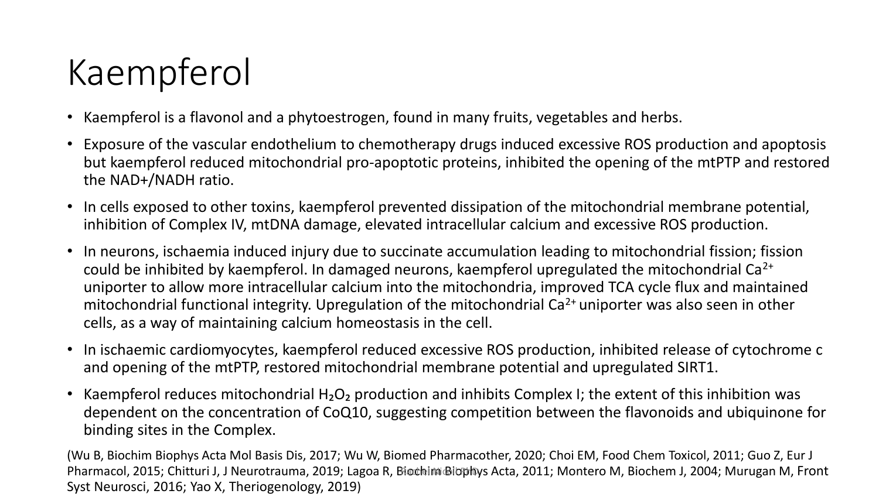# Kaempferol

- Kaempferol is a flavonol and a phytoestrogen, found in many fruits, vegetables and herbs.
- Exposure of the vascular endothelium to chemotherapy drugs induced excessive ROS production and apoptosis but kaempferol reduced mitochondrial pro-apoptotic proteins, inhibited the opening of the mtPTP and restored the NAD+/NADH ratio.
- In cells exposed to other toxins, kaempferol prevented dissipation of the mitochondrial membrane potential, inhibition of Complex IV, mtDNA damage, elevated intracellular calcium and excessive ROS production.
- In neurons, ischaemia induced injury due to succinate accumulation leading to mitochondrial fission; fission could be inhibited by kaempferol. In damaged neurons, kaempferol upregulated the mitochondrial $Ca^{2+}$ uniporter to allow more intracellular calcium into the mitochondria, improved TCA cycle flux and maintained mitochondrial functional integrity. Upregulation of the mitochondrial $Ca^{2+}$ uniporter was also seen in other cells, as a way of maintaining calcium homeostasis in the cell.
- In ischaemic cardiomyocytes, kaempferol reduced excessive ROS production, inhibited release of cytochrome c and opening of the mtPTP, restored mitochondrial membrane potential and upregulated SIRT1.
- Kaempferol reduces mitochondrial $H_2O_2$ production and inhibits Complex I; the extent of this inhibition was dependent on the concentration of CoQ10, suggesting competition between the flavonoids and ubiquinone for binding sites in the Complex.

(Wu B, Biochim Biophys Acta Mol Basis Dis, 2017; Wu W, Biomed Pharmacother, 2020; Choi EM, Food Chem Toxicol, 2011; Guo Z, Eur J Pharmacol, 2015; Chitturi J, J Neurotrauma, 2019; Lagoa R, Biochim Biophys Acta, 2011; Montero M, Biochem J, 2004; Murugan M, Front Syst Neurosci, 2016; Yao X, Theriogenology, 2019)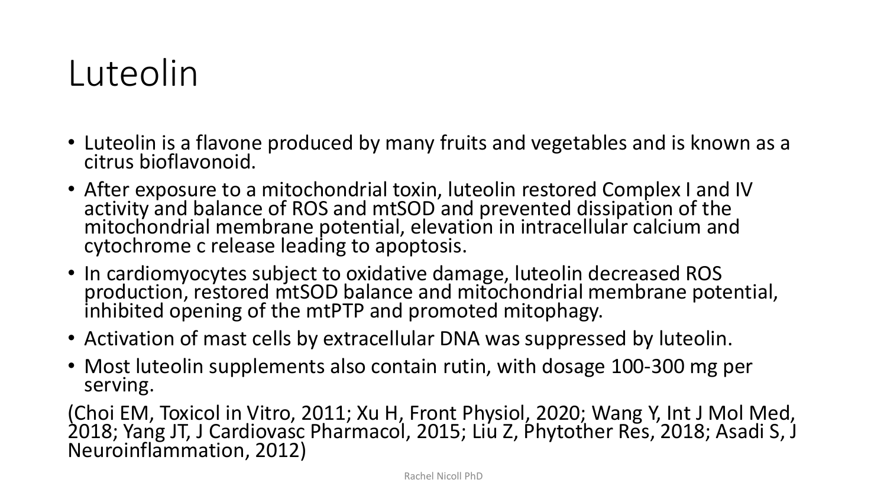# Luteolin

- Luteolin is a flavone produced by many fruits and vegetables and is known as a citrus bioflavonoid.
- After exposure to a mitochondrial toxin, luteolin restored Complex I and IV activity and balance of ROS and mtSOD and prevented dissipation of the mitochondrial membrane potential, elevation in intracellular calcium and cytochrome c release leading to apoptosis.
- In cardiomyocytes subject to oxidative damage, luteolin decreased ROS production, restored mtSOD balance and mitochondrial membrane potential, inhibited opening of the mtPTP and promoted mitophagy.
- Activation of mast cells by extracellular DNA was suppressed by luteolin.
- Most luteolin supplements also contain rutin, with dosage 100-300 mg per serving.

(Choi EM, Toxicol in Vitro, 2011; Xu H, Front Physiol, 2020; Wang Y, Int J Mol Med, 2018; Yang JT, J Cardiovasc Pharmacol, 2015; Liu Z, Phytother Res, 2018; Asadi S, J Neuroinflammation, 2012)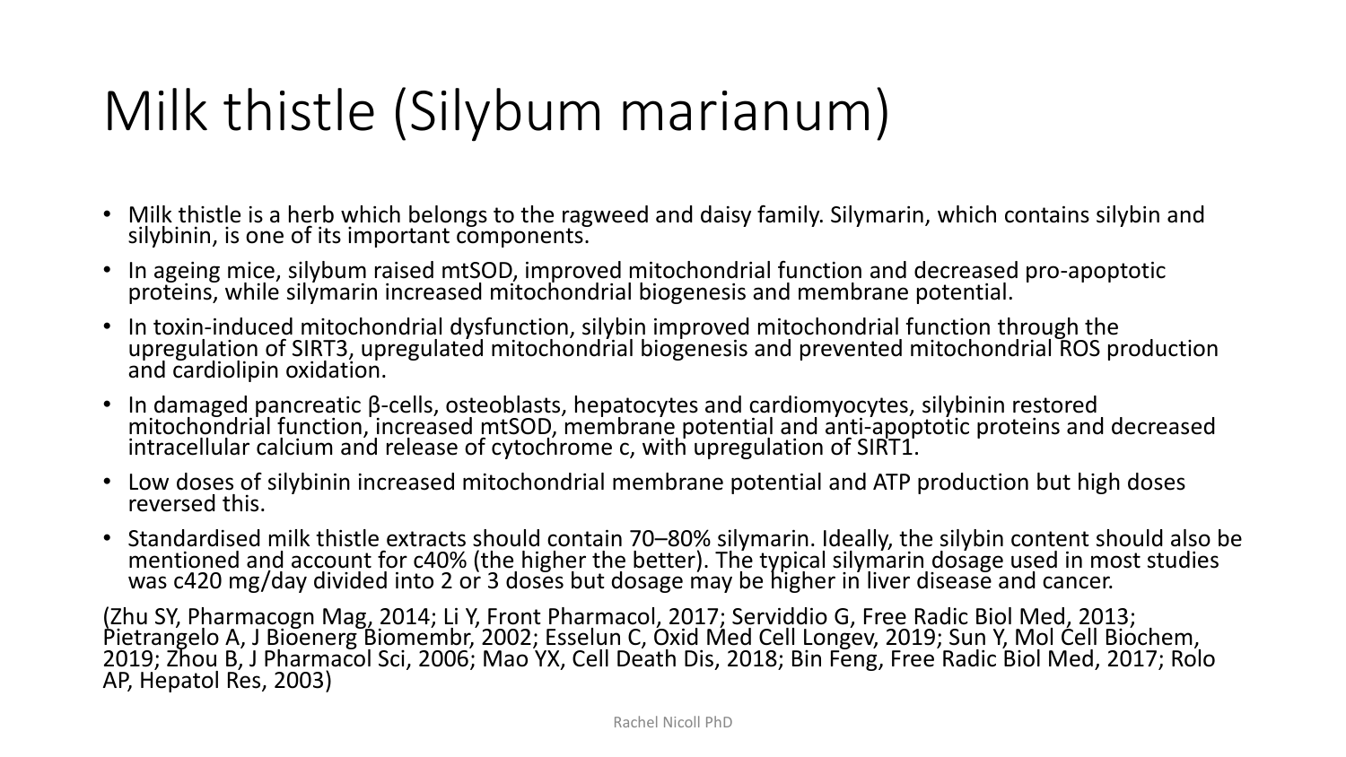# Milk thistle (Silybum marianum)

- Milk thistle is a herb which belongs to the ragweed and daisy family. Silymarin, which contains silybin and silybinin, is one of its important components.
- In ageing mice, silybum raised mtSOD, improved mitochondrial function and decreased pro-apoptotic proteins, while silymarin increased mitochondrial biogenesis and membrane potential.
- In toxin-induced mitochondrial dysfunction, silybin improved mitochondrial function through the upregulation of SIRT3, upregulated mitochondrial biogenesis and prevented mitochondrial ROS production and cardiolipin oxidation.
- In damaged pancreatic β-cells, osteoblasts, hepatocytes and cardiomyocytes, silybinin restored mitochondrial function, increased mtSOD, membrane potential and anti-apoptotic proteins and decreased intracellular calcium and release of cytochrome c, with upregulation of SIRT1.
- Low doses of silybinin increased mitochondrial membrane potential and ATP production but high doses reversed this.
- Standardised milk thistle extracts should contain 70–80% silymarin. Ideally, the silybin content should also be mentioned and account for c40% (the higher the better). The typical silymarin dosage used in most studies was c420 mg/day divided into 2 or 3 doses but dosage may be higher in liver disease and cancer.

(Zhu SY, Pharmacogn Mag, 2014; Li Y, Front Pharmacol, 2017; Serviddio G, Free Radic Biol Med, 2013; Pietrangelo A, J Bioenerg Biomembr, 2002; Esselun C, Oxid Med Cell Longev, 2019; Sun Y, Mol Cell Biochem, 2019; Zhou B, J Pharmacol Sci, 2006; Mao YX, Cell Death Dis, 2018; Bin Feng, Free Radic Biol Med, 2017; Rolo AP, Hepatol Res, 2003)

Rachel Nicoll PhD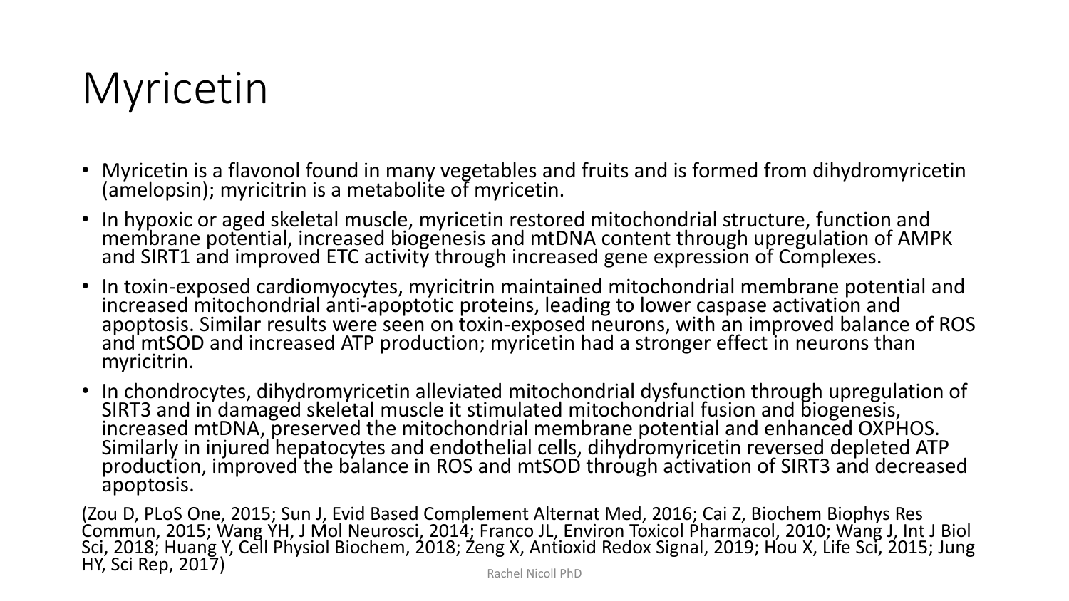# Myricetin

- Myricetin is a flavonol found in many vegetables and fruits and is formed from dihydromyricetin (amelopsin); myricitrin is a metabolite of myricetin.
- In hypoxic or aged skeletal muscle, myricetin restored mitochondrial structure, function and membrane potential, increased biogenesis and mtDNA content through upregulation of AMPK and SIRT1 and improved ETC activity through increased gene expression of Complexes.
- In toxin-exposed cardiomyocytes, myricitrin maintained mitochondrial membrane potential and increased mitochondrial anti-apoptotic proteins, leading to lower caspase activation and apoptosis. Similar results were seen on toxin-exposed neurons, with an improved balance of ROS and mtSOD and increased ATP production; myricetin had a stronger effect in neurons than myricitrin.
- In chondrocytes, dihydromyricetin alleviated mitochondrial dysfunction through upregulation of SIRT3 and in damaged skeletal muscle it stimulated mitochondrial fusion and biogenesis, increased mtDNA, preserved the mitochondrial membrane potential and enhanced OXPHOS. Similarly in injured hepatocytes and endothelial cells, dihydromyricetin reversed depleted ATP production, improved the balance in ROS and mtSOD through activation of SIRT3 and decreased apoptosis.

(Zou D, PLoS One, 2015; Sun J, Evid Based Complement Alternat Med, 2016; Cai Z, Biochem Biophys Res Commun, 2015; Wang YH, J Mol Neurosci, 2014; Franco JL, Environ Toxicol Pharmacol, 2010; Wang J, Int J Biol Sci, 2018; Huang Y, Cell Physiol Biochem, 2018; Zeng X, Antioxid Redox Signal, 2019; Hou X, Life Sci, 2015; Jung HY, Sci Rep, 2017)

Rachel Nicoll PhD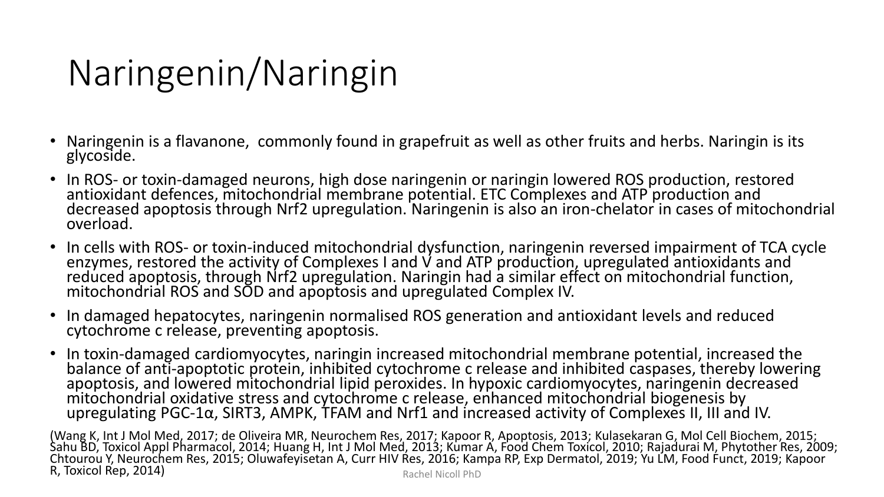# Naringenin/Naringin

- Naringenin is a flavanone, commonly found in grapefruit as well as other fruits and herbs. Naringin is its glycoside.
- In ROS- or toxin-damaged neurons, high dose naringenin or naringin lowered ROS production, restored antioxidant defences, mitochondrial membrane potential. ETC Complexes and ATP production and decreased apoptosis through Nrf2 upregulation. Naringenin is also an iron-chelator in cases of mitochondrial overload.
- In cells with ROS- or toxin-induced mitochondrial dysfunction, naringenin reversed impairment of TCA cycle enzymes, restored the activity of Complexes I and V and ATP production, upregulated antioxidants and reduced apoptosis, through Nrf2 upregulation. Naringin had a similar effect on mitochondrial function, mitochondrial ROS and SOD and apoptosis and upregulated Complex IV.
- In damaged hepatocytes, naringenin normalised ROS generation and antioxidant levels and reduced cytochrome c release, preventing apoptosis.
- In toxin-damaged cardiomyocytes, naringin increased mitochondrial membrane potential, increased the balance of anti-apoptotic protein, inhibited cytochrome c release and inhibited caspases, thereby lowering apoptosis, and lowered mitochondrial lipid peroxides. In hypoxic cardiomyocytes, naringenin decreased mitochondrial oxidative stress and cytochrome c release, enhanced mitochondrial biogenesis by upregulating PGC-1α, SIRT3, AMPK, TFAM and Nrf1 and increased activity of Complexes II, III and IV.

(Wang K, Int J Mol Med, 2017; de Oliveira MR, Neurochem Res, 2017; Kapoor R, Apoptosis, 2013; Kulasekaran G, Mol Cell Biochem, 2015; Sahu BD, Toxicol Appl Pharmacol, 2014; Huang H, Int J Mol Med, 2013; Kumar A, Food Chem Toxicol, 2010; Rajadurai M, Phytother Res, 2009; Chtourou Y, Neurochem Res, 2015; Oluwafeyisetan A, Curr HIV Res, 2016; Kampa RP, Exp Dermatol, 2019; Yu LM, Food Funct, 2019; Kapoor R, Toxicol Rep, 2014)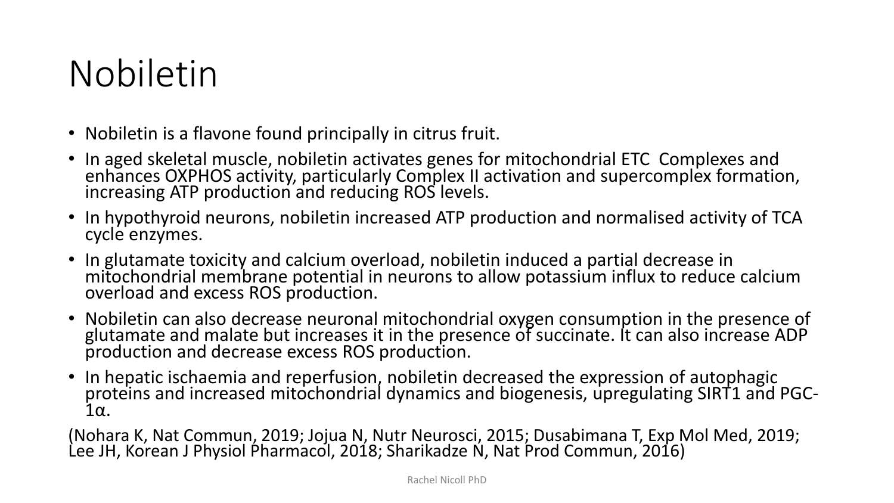# Nobiletin

- Nobiletin is a flavone found principally in citrus fruit.
- In aged skeletal muscle, nobiletin activates genes for mitochondrial ETC Complexes and enhances OXPHOS activity, particularly Complex II activation and supercomplex formation, increasing ATP production and reducing ROS levels.
- In hypothyroid neurons, nobiletin increased ATP production and normalised activity of TCA cycle enzymes.
- In glutamate toxicity and calcium overload, nobiletin induced a partial decrease in mitochondrial membrane potential in neurons to allow potassium influx to reduce calcium overload and excess ROS production.
- Nobiletin can also decrease neuronal mitochondrial oxygen consumption in the presence of glutamate and malate but increases it in the presence of succinate. It can also increase ADP production and decrease excess ROS production.
- In hepatic ischaemia and reperfusion, nobiletin decreased the expression of autophagic proteins and increased mitochondrial dynamics and biogenesis, upregulating SIRT1 and PGC-1α.

(Nohara K, Nat Commun, 2019; Jojua N, Nutr Neurosci, 2015; Dusabimana T, Exp Mol Med, 2019; Lee JH, Korean J Physiol Pharmacol, 2018; Sharikadze N, Nat Prod Commun, 2016)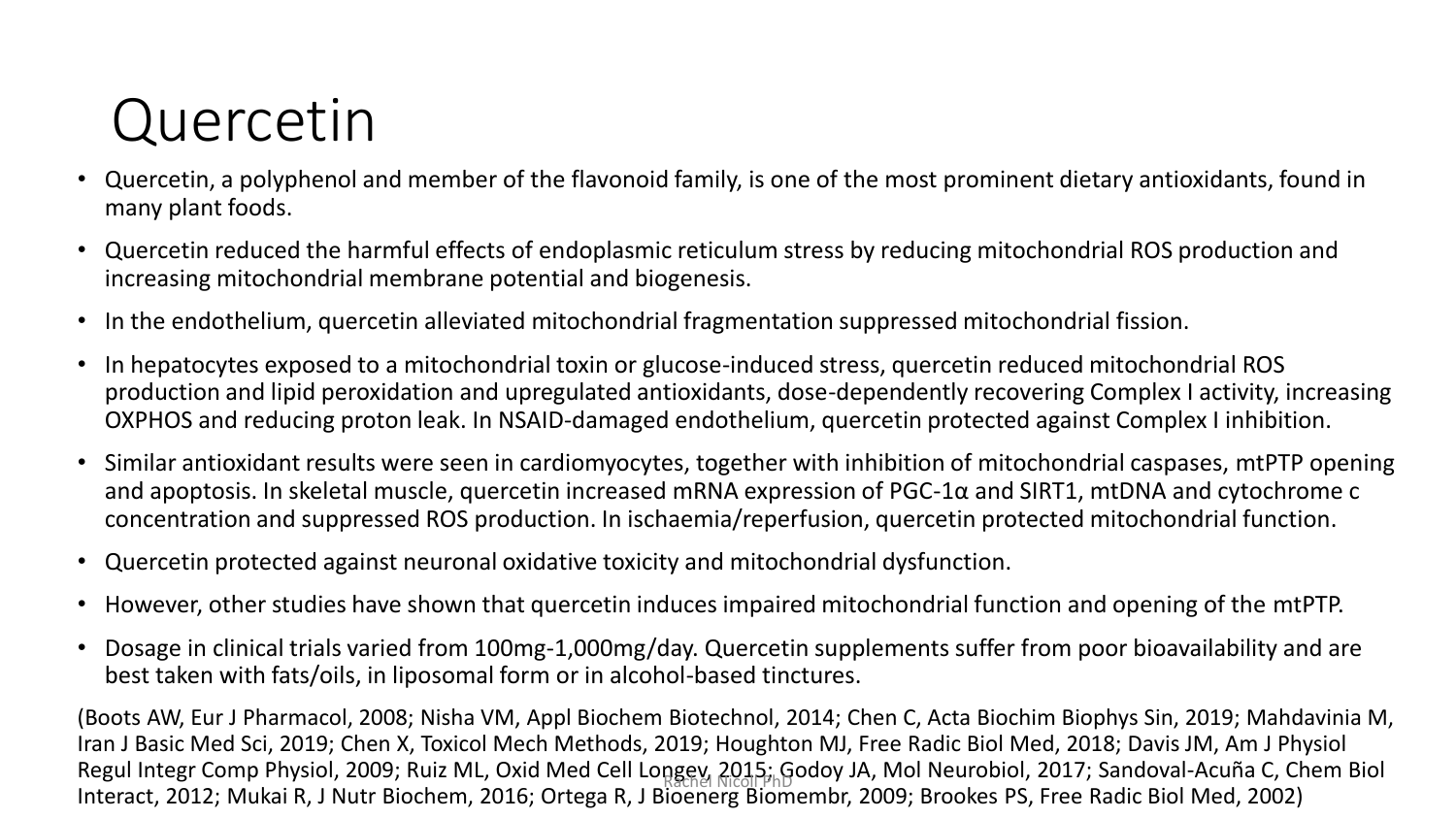# Quercetin

- Quercetin, a polyphenol and member of the flavonoid family, is one of the most prominent dietary antioxidants, found in many plant foods.
- Quercetin reduced the harmful effects of endoplasmic reticulum stress by reducing mitochondrial ROS production and increasing mitochondrial membrane potential and biogenesis.
- In the endothelium, quercetin alleviated mitochondrial fragmentation suppressed mitochondrial fission.
- In hepatocytes exposed to a mitochondrial toxin or glucose-induced stress, quercetin reduced mitochondrial ROS production and lipid peroxidation and upregulated antioxidants, dose-dependently recovering Complex I activity, increasing OXPHOS and reducing proton leak. In NSAID-damaged endothelium, quercetin protected against Complex I inhibition.
- Similar antioxidant results were seen in cardiomyocytes, together with inhibition of mitochondrial caspases, mtPTP opening and apoptosis. In skeletal muscle, quercetin increased mRNA expression of PGC-1α and SIRT1, mtDNA and cytochrome c concentration and suppressed ROS production. In ischaemia/reperfusion, quercetin protected mitochondrial function.
- Quercetin protected against neuronal oxidative toxicity and mitochondrial dysfunction.
- However, other studies have shown that quercetin induces impaired mitochondrial function and opening of the mtPTP.
- Dosage in clinical trials varied from 100mg-1,000mg/day. Quercetin supplements suffer from poor bioavailability and are best taken with fats/oils, in liposomal form or in alcohol-based tinctures.

(Boots AW, Eur J Pharmacol, 2008; Nisha VM, Appl Biochem Biotechnol, 2014; Chen C, Acta Biochim Biophys Sin, 2019; Mahdavinia M, Iran J Basic Med Sci, 2019; Chen X, Toxicol Mech Methods, 2019; Houghton MJ, Free Radic Biol Med, 2018; Davis JM, Am J Physiol Regul Integr Comp Physiol, 2009; Ruiz ML, Oxid Med Cell Longev, 2015; Godoy JA, Mol Neurobiol, 2017; Sandoval-Acuña C, Chem Biol Interact, 2012; Mukai R, J Nutr Biochem, 2016; Ortega R, J Bioenerg Biomembr, 2009; Brookes PS, Free Radic Biol Med, 2002)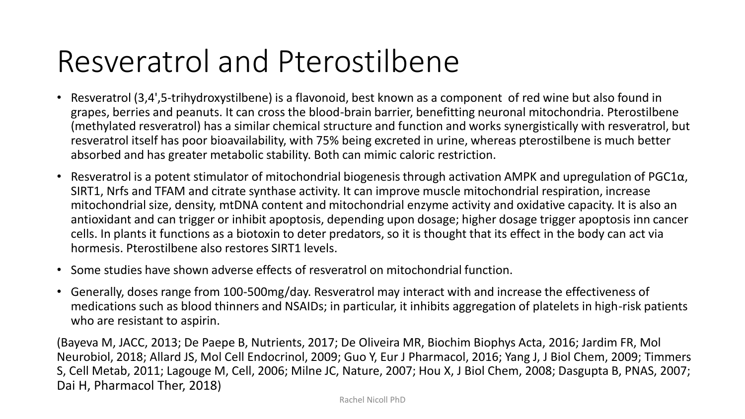# Resveratrol and Pterostilbene

- Resveratrol (3,4',5-trihydroxystilbene) is a flavonoid, best known as a component of red wine but also found in grapes, berries and peanuts. It can cross the blood-brain barrier, benefitting neuronal mitochondria. Pterostilbene (methylated resveratrol) has a similar chemical structure and function and works synergistically with resveratrol, but resveratrol itself has poor bioavailability, with 75% being excreted in urine, whereas pterostilbene is much better absorbed and has greater metabolic stability. Both can mimic caloric restriction.
- Resveratrol is a potent stimulator of mitochondrial biogenesis through activation AMPK and upregulation of PGC1α, SIRT1, Nrfs and TFAM and citrate synthase activity. It can improve muscle mitochondrial respiration, increase mitochondrial size, density, mtDNA content and mitochondrial enzyme activity and oxidative capacity. It is also an antioxidant and can trigger or inhibit apoptosis, depending upon dosage; higher dosage trigger apoptosis inn cancer cells. In plants it functions as a biotoxin to deter predators, so it is thought that its effect in the body can act via hormesis. Pterostilbene also restores SIRT1 levels.
- Some studies have shown adverse effects of resveratrol on mitochondrial function.
- Generally, doses range from 100-500mg/day. Resveratrol may interact with and increase the effectiveness of medications such as blood thinners and NSAIDs; in particular, it inhibits aggregation of platelets in high-risk patients who are resistant to aspirin.

(Bayeva M, JACC, 2013; De Paepe B, Nutrients, 2017; De Oliveira MR, Biochim Biophys Acta, 2016; Jardim FR, Mol Neurobiol, 2018; Allard JS, Mol Cell Endocrinol, 2009; Guo Y, Eur J Pharmacol, 2016; Yang J, J Biol Chem, 2009; Timmers S, Cell Metab, 2011; Lagouge M, Cell, 2006; Milne JC, Nature, 2007; Hou X, J Biol Chem, 2008; Dasgupta B, PNAS, 2007; Dai H, Pharmacol Ther, 2018)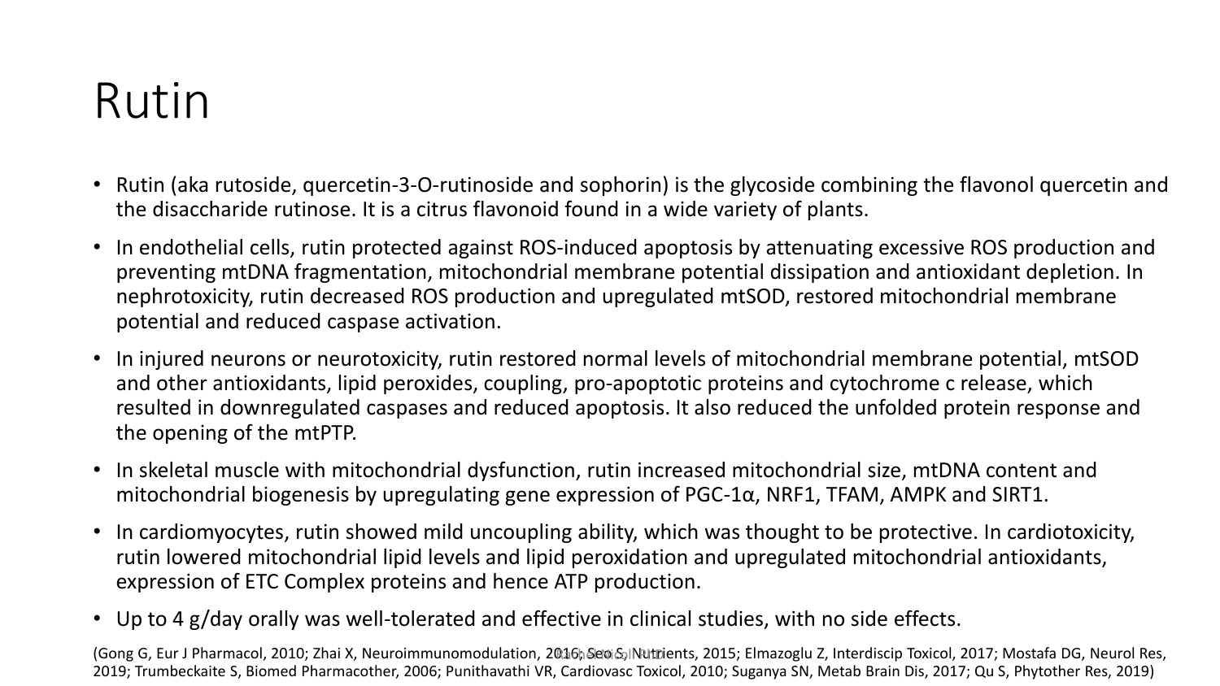# Rutin

- Rutin (aka rutoside, quercetin-3-O-rutinoside and sophorin) is the glycoside combining the flavonol quercetin and the disaccharide rutinose. It is a citrus flavonoid found in a wide variety of plants.
- In endothelial cells, rutin protected against ROS-induced apoptosis by attenuating excessive ROS production and preventing mtDNA fragmentation, mitochondrial membrane potential dissipation and antioxidant depletion. In nephrotoxicity, rutin decreased ROS production and upregulated mtSOD, restored mitochondrial membrane potential and reduced caspase activation.
- In injured neurons or neurotoxicity, rutin restored normal levels of mitochondrial membrane potential, mtSOD and other antioxidants, lipid peroxides, coupling, pro-apoptotic proteins and cytochrome c release, which resulted in downregulated caspases and reduced apoptosis. It also reduced the unfolded protein response and the opening of the mtPTP.
- In skeletal muscle with mitochondrial dysfunction, rutin increased mitochondrial size, mtDNA content and mitochondrial biogenesis by upregulating gene expression of PGC-1α, NRF1, TFAM, AMPK and SIRT1.
- In cardiomyocytes, rutin showed mild uncoupling ability, which was thought to be protective. In cardiotoxicity, rutin lowered mitochondrial lipid levels and lipid peroxidation and upregulated mitochondrial antioxidants, expression of ETC Complex proteins and hence ATP production.
- Up to 4 g/day orally was well-tolerated and effective in clinical studies, with no side effects.

(Gong G, Eur J Pharmacol, 2010; Zhai X, Neuroimmunomodulation, 2016; Seo S, Nutrients, 2015; Elmazoglu Z, Interdiscip Toxicol, 2017; Mostafa DG, Neurol Res, 2019; Trumbeckaite S, Biomed Pharmacother, 2006; Punithavathi VR, Cardiovasc Toxicol, 2010; Suganya SN, Metab Brain Dis, 2017; Qu S, Phytother Res, 2019)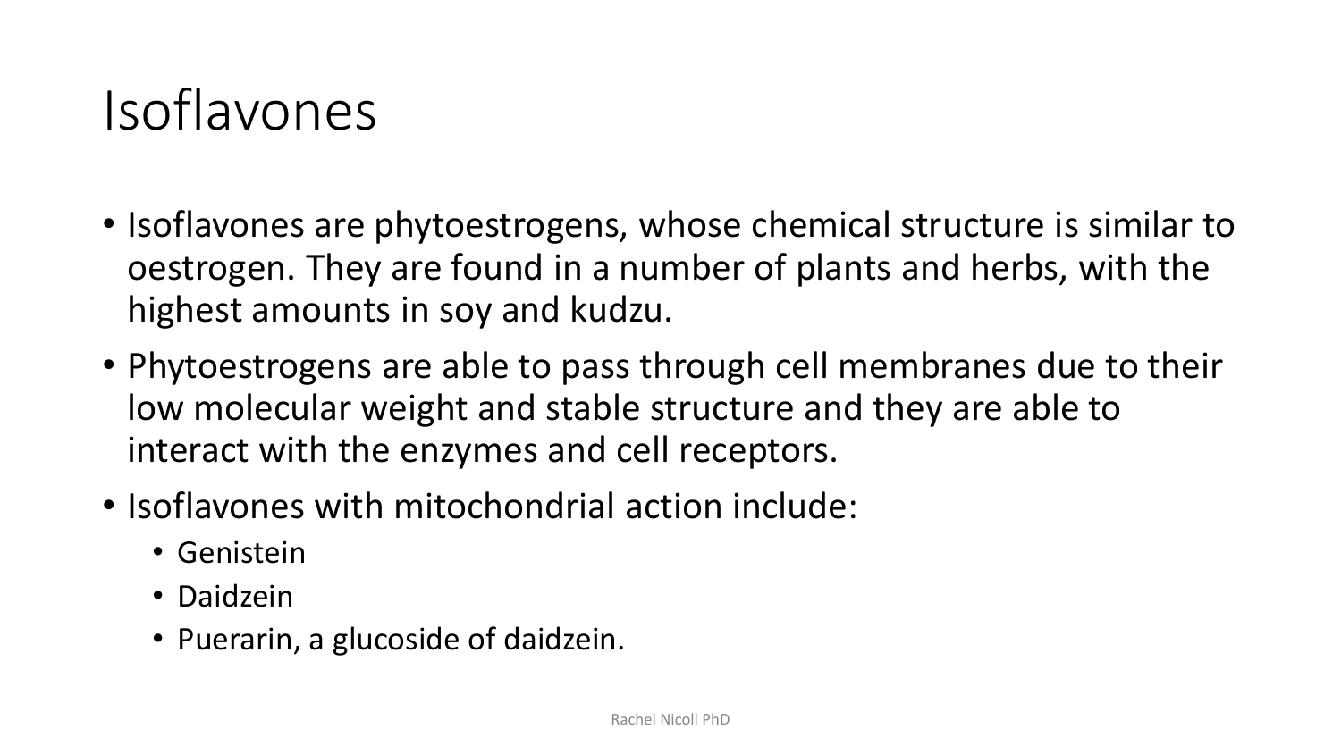# Isoflavones

- Isoflavones are phytoestrogens, whose chemical structure is similar to oestrogen. They are found in a number of plants and herbs, with the highest amounts in soy and kudzu.
- Phytoestrogens are able to pass through cell membranes due to their low molecular weight and stable structure and they are able to interact with the enzymes and cell receptors.
- Isoflavones with mitochondrial action include:
  - Genistein
  - Daidzein
  - Puerarin, a glucoside of daidzein.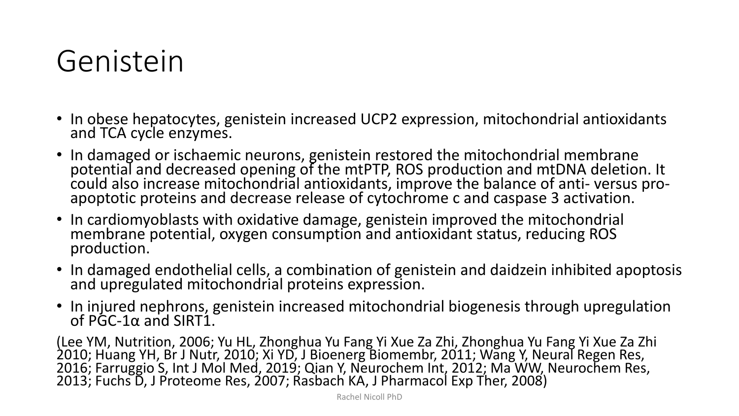# Genistein

- In obese hepatocytes, genistein increased UCP2 expression, mitochondrial antioxidants and TCA cycle enzymes.
- In damaged or ischaemic neurons, genistein restored the mitochondrial membrane potential and decreased opening of the mtPTP, ROS production and mtDNA deletion. It could also increase mitochondrial antioxidants, improve the balance of anti- versus pro-apoptotic proteins and decrease release of cytochrome c and caspase 3 activation.
- In cardiomyoblasts with oxidative damage, genistein improved the mitochondrial membrane potential, oxygen consumption and antioxidant status, reducing ROS production.
- In damaged endothelial cells, a combination of genistein and daidzein inhibited apoptosis and upregulated mitochondrial proteins expression.
- In injured nephrons, genistein increased mitochondrial biogenesis through upregulation of PGC-1α and SIRT1.

(Lee YM, Nutrition, 2006; Yu HL, Zhonghua Yu Fang Yi Xue Za Zhi, Zhonghua Yu Fang Yi Xue Za Zhi 2010; Huang YH, Br J Nutr, 2010; Xi YD, J Bioenerg Biomembr, 2011; Wang Y, Neural Regen Res, 2016; Farruggio S, Int J Mol Med, 2019; Qian Y, Neurochem Int, 2012; Ma WW, Neurochem Res, 2013; Fuchs D, J Proteome Res, 2007; Rasbach KA, J Pharmacol Exp Ther, 2008)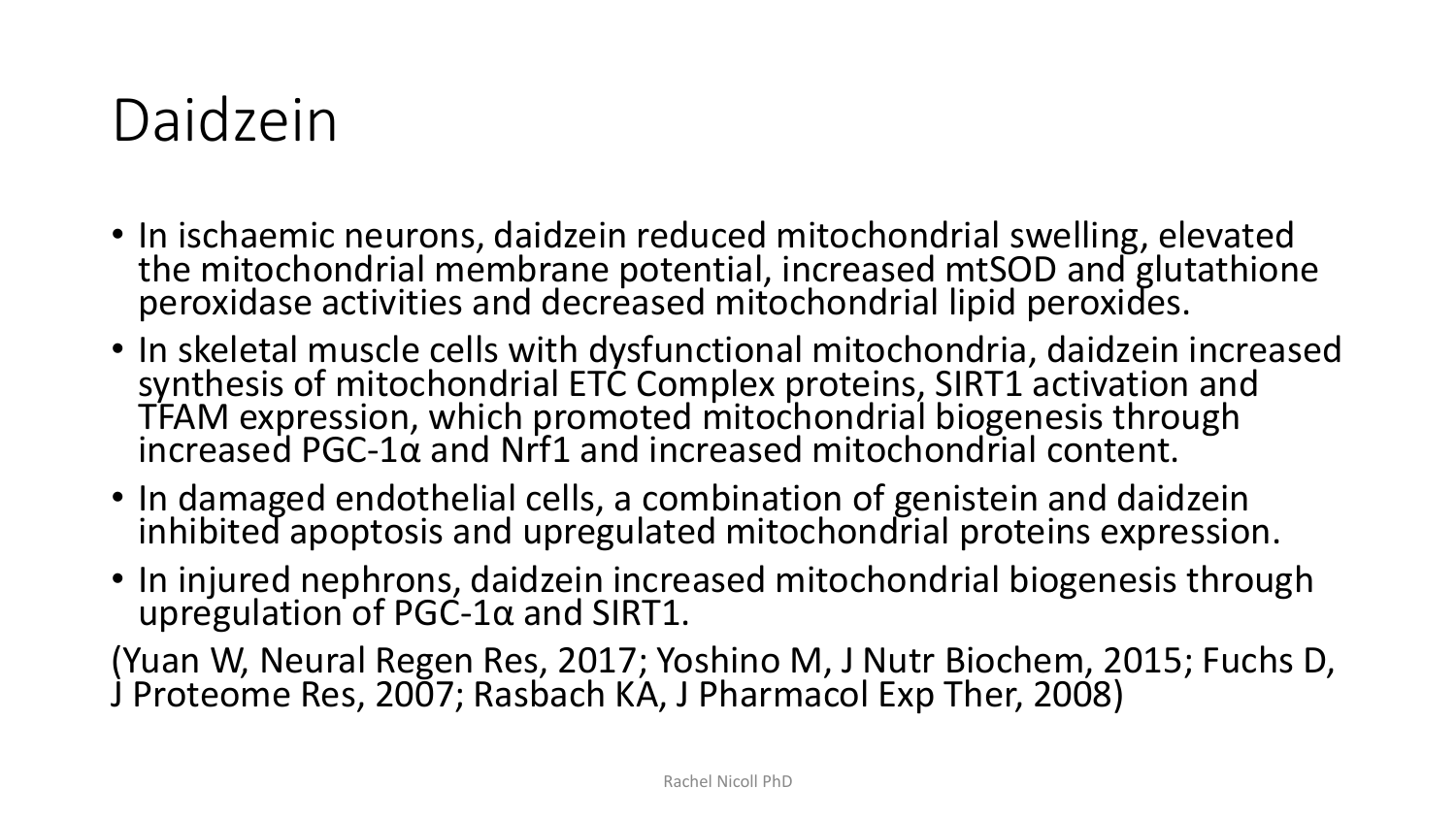# Daidzein

- In ischaemic neurons, daidzein reduced mitochondrial swelling, elevated the mitochondrial membrane potential, increased mtSOD and glutathione peroxidase activities and decreased mitochondrial lipid peroxides.
- In skeletal muscle cells with dysfunctional mitochondria, daidzein increased synthesis of mitochondrial ETC Complex proteins, SIRT1 activation and TFAM expression, which promoted mitochondrial biogenesis through increased PGC-1α and Nrf1 and increased mitochondrial content.
- In damaged endothelial cells, a combination of genistein and daidzein inhibited apoptosis and upregulated mitochondrial proteins expression.
- In injured nephrons, daidzein increased mitochondrial biogenesis through upregulation of PGC-1α and SIRT1.

(Yuan W, Neural Regen Res, 2017; Yoshino M, J Nutr Biochem, 2015; Fuchs D, J Proteome Res, 2007; Rasbach KA, J Pharmacol Exp Ther, 2008)

Rachel Nicoll PhD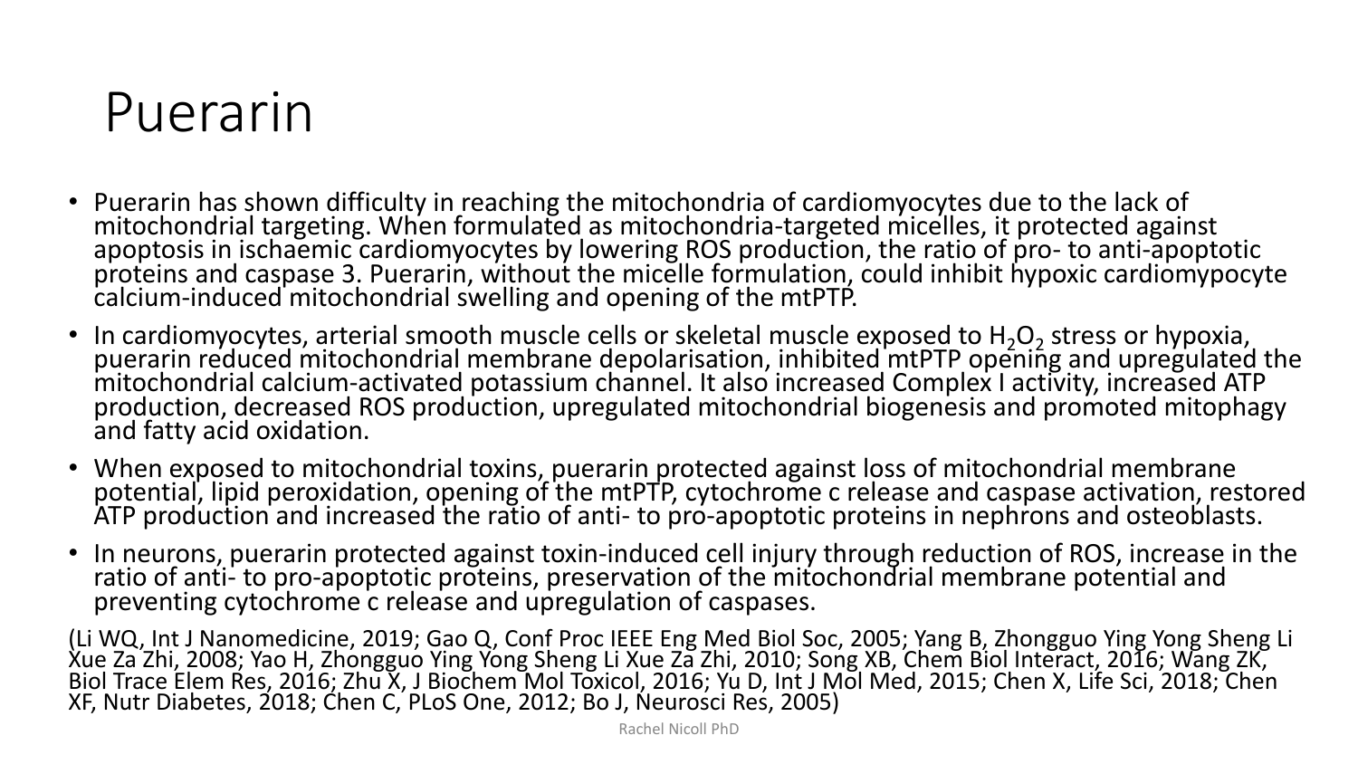# Puerarin

- Puerarin has shown difficulty in reaching the mitochondria of cardiomyocytes due to the lack of mitochondrial targeting. When formulated as mitochondria-targeted micelles, it protected against apoptosis in ischaemic cardiomyocytes by lowering ROS production, the ratio of pro- to anti-apoptotic proteins and caspase 3. Puerarin, without the micelle formulation, could inhibit hypoxic cardiomypocyte calcium-induced mitochondrial swelling and opening of the mtPTP.
- In cardiomyocytes, arterial smooth muscle cells or skeletal muscle exposed to $H_2O_2$ stress or hypoxia, puerarin reduced mitochondrial membrane depolarisation, inhibited mtPTP opening and upregulated the mitochondrial calcium-activated potassium channel. It also increased Complex I activity, increased ATP production, decreased ROS production, upregulated mitochondrial biogenesis and promoted mitophagy and fatty acid oxidation.
- When exposed to mitochondrial toxins, puerarin protected against loss of mitochondrial membrane potential, lipid peroxidation, opening of the mtPTP, cytochrome c release and caspase activation, restored ATP production and increased the ratio of anti- to pro-apoptotic proteins in nephrons and osteoblasts.
- In neurons, puerarin protected against toxin-induced cell injury through reduction of ROS, increase in the ratio of anti- to pro-apoptotic proteins, preservation of the mitochondrial membrane potential and preventing cytochrome c release and upregulation of caspases.

(Li WQ, Int J Nanomedicine, 2019; Gao Q, Conf Proc IEEE Eng Med Biol Soc, 2005; Yang B, Zhongguo Ying Yong Sheng Li Xue Za Zhi, 2008; Yao H, Zhongguo Ying Yong Sheng Li Xue Za Zhi, 2010; Song XB, Chem Biol Interact, 2016; Wang ZK, Biol Trace Elem Res, 2016; Zhu X, J Biochem Mol Toxicol, 2016; Yu D, Int J Mol Med, 2015; Chen X, Life Sci, 2018; Chen XF, Nutr Diabetes, 2018; Chen C, PLoS One, 2012; Bo J, Neurosci Res, 2005)